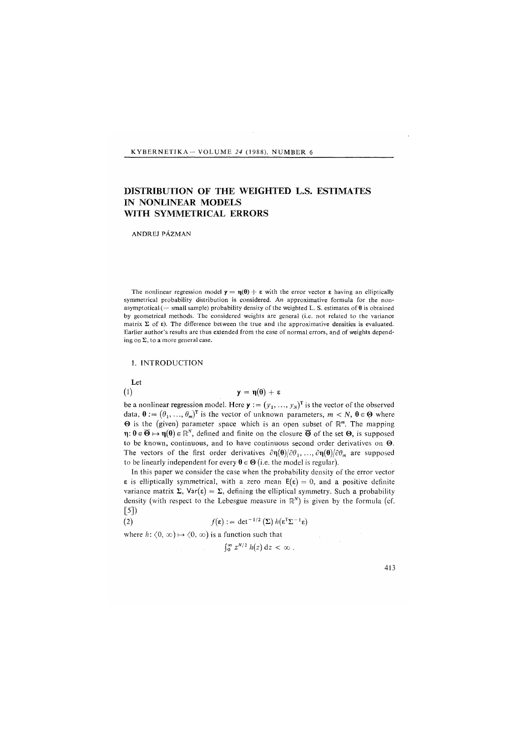# DISTRIBUTION OF THE WEIGHTED L.S. ESTIMATES IN NONLINEAR MODELS WITH SYMMETRICAL ERRORS

ANDREJ PÁZMAN

The nonlinear regression model $\mathbf{y} = \boldsymbol{\eta}(\boldsymbol{\theta}) + \boldsymbol{\varepsilon}$ with the error vector $\boldsymbol{\varepsilon}$ having an elliptically symmetrical probability distribution is considered. An approximative formula for the non-asymptotical (= small sample) probability density of the weighted L. S. estimates of $\boldsymbol{\theta}$ is obtained by geometrical methods. The considered weights are general (i.e. not related to the variance matrix $\boldsymbol{\Sigma}$ of $\boldsymbol{\varepsilon}$). The difference between the true and the approximative densities is evaluated. Earlier author's results are thus extended from the case of normal errors, and of weights depending on $\boldsymbol{\Sigma}$, to a more general case.

## 1. INTRODUCTION

Let

$$\mathbf{y} = \boldsymbol{\eta}(\boldsymbol{\theta}) + \boldsymbol{\varepsilon} \tag{1}$$

be a nonlinear regression model. Here $\mathbf{y} := (y_1, \ldots, y_N)^{\mathrm{T}}$ is the vector of the observed data, $\boldsymbol{\theta} := (\theta_1, \ldots, \theta_m)^{\mathrm{T}}$ is the vector of unknown parameters, $m < N$, $\boldsymbol{\theta} \in \boldsymbol{\Theta}$ where $\boldsymbol{\Theta}$ is the (given) parameter space which is an open subset of $\mathbb{R}^m$. The mapping $\boldsymbol{\eta}: \boldsymbol{\theta} \in \overline{\boldsymbol{\Theta}} \mapsto \boldsymbol{\eta}(\boldsymbol{\theta}) \in \mathbb{R}^N$, defined and finite on the closure $\overline{\boldsymbol{\Theta}}$ of the set $\boldsymbol{\Theta}$, is supposed to be known, continuous, and to have continuous second order derivatives on $\boldsymbol{\Theta}$. The vectors of the first order derivatives $\partial \boldsymbol{\eta}(\boldsymbol{\theta})/\partial \theta_1, \ldots, \partial \boldsymbol{\eta}(\boldsymbol{\theta})/\partial \theta_m$ are supposed to be linearly independent for every $\boldsymbol{\theta} \in \boldsymbol{\Theta}$ (i.e. the model is regular).

In this paper we consider the case when the probability density of the error vector $\boldsymbol{\varepsilon}$ is elliptically symmetrical, with a zero mean $\mathrm{E}(\boldsymbol{\varepsilon}) = 0$, and a positive definite variance matrix $\boldsymbol{\Sigma}$, $\mathrm{Var}(\boldsymbol{\varepsilon}) = \boldsymbol{\Sigma}$, defining the elliptical symmetry. Such a probability density (with respect to the Lebesgue measure in $\mathbb{R}^N$) is given by the formula (cf. [5])

$$f(\boldsymbol{\varepsilon}) := \det^{-1/2}(\boldsymbol{\Sigma})\, h(\boldsymbol{\varepsilon}^{\mathrm{T}} \boldsymbol{\Sigma}^{-1} \boldsymbol{\varepsilon}) \tag{2}$$

where $h: \langle 0, \infty) \mapsto \langle 0, \infty)$ is a function such that

$$\int_0^\infty z^{N/2}\, h(z)\, \mathrm{d}z < \infty\,.$$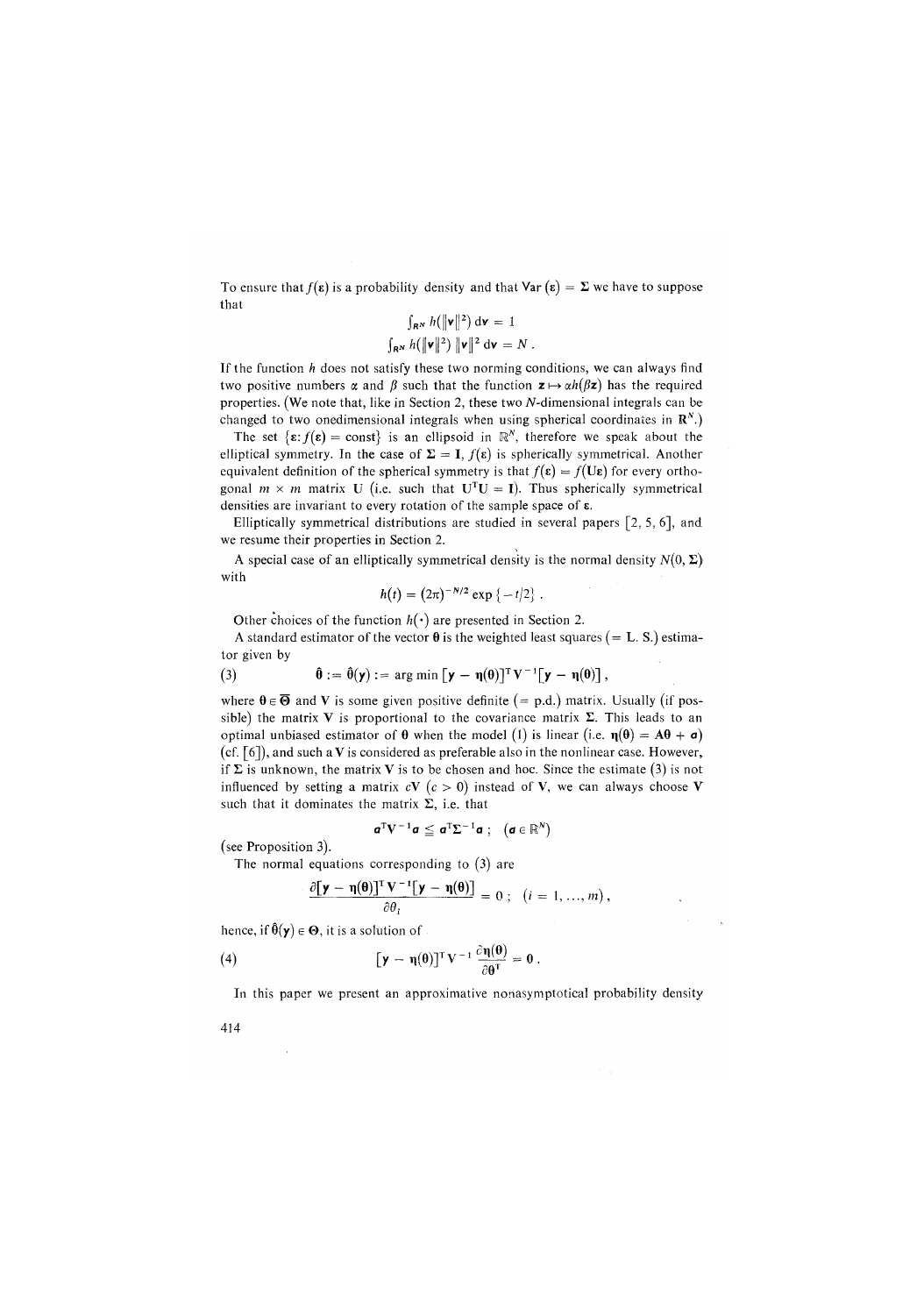To ensure that $f(\boldsymbol{\varepsilon})$ is a probability density and that $\text{Var}(\boldsymbol{\varepsilon}) = \boldsymbol{\Sigma}$ we have to suppose that

$$\int_{\mathbf{R}^N} h(\|\mathbf{v}\|^2)\, \mathrm{d}\mathbf{v} = 1$$

$$\int_{\mathbf{R}^N} h(\|\mathbf{v}\|^2)\, \|\mathbf{v}\|^2\, \mathrm{d}\mathbf{v} = N\,.$$

If the function $h$ does not satisfy these two norming conditions, we can always find two positive numbers $\alpha$ and $\beta$ such that the function $\mathbf{z} \mapsto \alpha h(\beta \mathbf{z})$ has the required properties. (We note that, like in Section 2, these two $N$-dimensional integrals can be changed to two onedimensional integrals when using spherical coordinates in $\mathbf{R}^N$.)

The set $\{\boldsymbol{\varepsilon} : f(\boldsymbol{\varepsilon}) = \text{const}\}$ is an ellipsoid in $\mathbb{R}^N$, therefore we speak about the elliptical symmetry. In the case of $\boldsymbol{\Sigma} = \mathbf{I}$, $f(\boldsymbol{\varepsilon})$ is spherically symmetrical. Another equivalent definition of the spherical symmetry is that $f(\boldsymbol{\varepsilon}) = f(\mathbf{U}\boldsymbol{\varepsilon})$ for every orthogonal $m \times m$ matrix $\mathbf{U}$ (i.e. such that $\mathbf{U}^{\mathrm{T}}\mathbf{U} = \mathbf{I}$). Thus spherically symmetrical densities are invariant to every rotation of the sample space of $\boldsymbol{\varepsilon}$.

Elliptically symmetrical distributions are studied in several papers [2, 5, 6], and we resume their properties in Section 2.

A special case of an elliptically symmetrical density is the normal density $N(0, \boldsymbol{\Sigma})$ with

$$h(t) = (2\pi)^{-N/2} \exp\{-t/2\}\,.$$

Other choices of the function $h(\cdot)$ are presented in Section 2.

A standard estimator of the vector $\boldsymbol{\theta}$ is the weighted least squares (= L. S.) estimator given by

$$\hat{\boldsymbol{\theta}} := \hat{\boldsymbol{\theta}}(\mathbf{y}) := \arg\min\,[\mathbf{y} - \boldsymbol{\eta}(\boldsymbol{\theta})]^{\mathrm{T}}\, \mathbf{V}^{-1}[\mathbf{y} - \boldsymbol{\eta}(\boldsymbol{\theta})]\,, \tag{3}$$

where $\boldsymbol{\theta} \in \overline{\boldsymbol{\Theta}}$ and $\mathbf{V}$ is some given positive definite (= p.d.) matrix. Usually (if possible) the matrix $\mathbf{V}$ is proportional to the covariance matrix $\boldsymbol{\Sigma}$. This leads to an optimal unbiased estimator of $\boldsymbol{\theta}$ when the model (1) is linear (i.e. $\boldsymbol{\eta}(\boldsymbol{\theta}) = \mathbf{A}\boldsymbol{\theta} + \boldsymbol{a}$) (cf. [6]), and such a $\mathbf{V}$ is considered as preferable also in the nonlinear case. However, if $\boldsymbol{\Sigma}$ is unknown, the matrix $\mathbf{V}$ is to be chosen and hoc. Since the estimate (3) is not influenced by setting a matrix $c\mathbf{V}$ $(c > 0)$ instead of $\mathbf{V}$, we can always choose $\mathbf{V}$ such that it dominates the matrix $\boldsymbol{\Sigma}$, i.e. that

$$\boldsymbol{a}^{\mathrm{T}} \mathbf{V}^{-1} \boldsymbol{a} \leq \boldsymbol{a}^{\mathrm{T}} \boldsymbol{\Sigma}^{-1} \boldsymbol{a}\,; \quad (\boldsymbol{a} \in \mathbb{R}^N)$$

(see Proposition 3).

The normal equations corresponding to (3) are

$$\frac{\partial [\mathbf{y} - \boldsymbol{\eta}(\boldsymbol{\theta})]^{\mathrm{T}}\, \mathbf{V}^{-1} [\mathbf{y} - \boldsymbol{\eta}(\boldsymbol{\theta})]}{\partial \theta_i} = 0\,; \quad (i = 1, \ldots, m)\,,$$

hence, if $\hat{\boldsymbol{\theta}}(\mathbf{y}) \in \boldsymbol{\Theta}$, it is a solution of

$$[\mathbf{y} - \boldsymbol{\eta}(\boldsymbol{\theta})]^{\mathrm{T}}\, \mathbf{V}^{-1} \frac{\partial \boldsymbol{\eta}(\boldsymbol{\theta})}{\partial \boldsymbol{\theta}^{\mathrm{T}}} = \mathbf{0}\,. \tag{4}$$

In this paper we present an approximative nonasymptotical probability density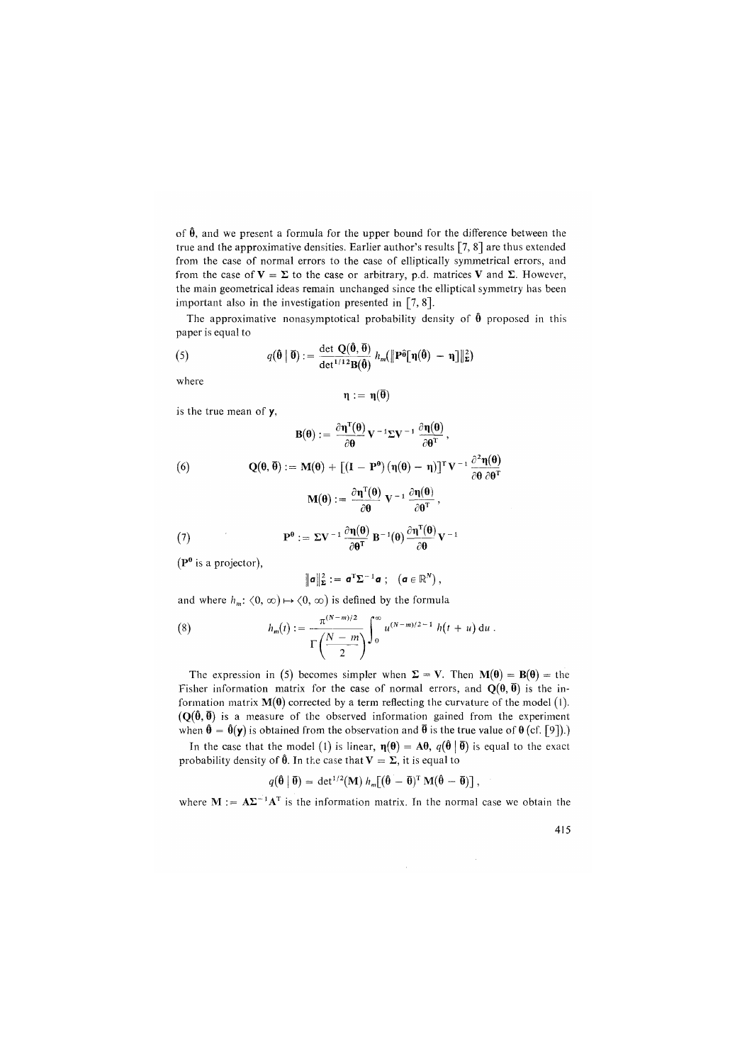of $\hat{\boldsymbol{\theta}}$, and we present a formula for the upper bound for the difference between the true and the approximative densities. Earlier author's results [7, 8] are thus extended from the case of normal errors to the case of elliptically symmetrical errors, and from the case of $\mathbf{V} = \boldsymbol{\Sigma}$ to the case or arbitrary, p.d. matrices $\mathbf{V}$ and $\boldsymbol{\Sigma}$. However, the main geometrical ideas remain unchanged since the elliptical symmetry has been important also in the investigation presented in [7, 8].

The approximative nonasymptotical probability density of $\hat{\boldsymbol{\theta}}$ proposed in this paper is equal to

$$q(\hat{\boldsymbol{\theta}} \mid \bar{\boldsymbol{\theta}}) := \frac{\det \mathbf{Q}(\hat{\boldsymbol{\theta}}, \bar{\boldsymbol{\theta}})}{\det^{1/2}\mathbf{B}(\hat{\boldsymbol{\theta}})} \, h_m(\|\mathbf{P}^{\hat{\boldsymbol{\theta}}}[\boldsymbol{\eta}(\hat{\boldsymbol{\theta}}) - \boldsymbol{\eta}]\|^2_{\boldsymbol{\Sigma}}) \tag{5}$$

where

$$\boldsymbol{\eta} := \boldsymbol{\eta}(\bar{\boldsymbol{\theta}})$$

is the true mean of $\mathbf{y}$,

$$\mathbf{B}(\boldsymbol{\theta}) := \frac{\partial \boldsymbol{\eta}^{\mathrm{T}}(\boldsymbol{\theta})}{\partial \boldsymbol{\theta}} \mathbf{V}^{-1} \boldsymbol{\Sigma} \mathbf{V}^{-1} \frac{\partial \boldsymbol{\eta}(\boldsymbol{\theta})}{\partial \boldsymbol{\theta}^{\mathrm{T}}},$$

$$\mathbf{Q}(\boldsymbol{\theta}, \bar{\boldsymbol{\theta}}) := \mathbf{M}(\boldsymbol{\theta}) + [(\mathbf{I} - \mathbf{P}^{\boldsymbol{\theta}})(\boldsymbol{\eta}(\boldsymbol{\theta}) - \boldsymbol{\eta})]^{\mathrm{T}} \mathbf{V}^{-1} \frac{\partial^2 \boldsymbol{\eta}(\boldsymbol{\theta})}{\partial \boldsymbol{\theta} \, \partial \boldsymbol{\theta}^{\mathrm{T}}} \tag{6}$$

$$\mathbf{M}(\boldsymbol{\theta}) := \frac{\partial \boldsymbol{\eta}^{\mathrm{T}}(\boldsymbol{\theta})}{\partial \boldsymbol{\theta}} \mathbf{V}^{-1} \frac{\partial \boldsymbol{\eta}(\boldsymbol{\theta})}{\partial \boldsymbol{\theta}^{\mathrm{T}}},$$

$$\mathbf{P}^{\boldsymbol{\theta}} := \boldsymbol{\Sigma} \mathbf{V}^{-1} \frac{\partial \boldsymbol{\eta}(\boldsymbol{\theta})}{\partial \boldsymbol{\theta}^{\mathrm{T}}} \mathbf{B}^{-1}(\boldsymbol{\theta}) \frac{\partial \boldsymbol{\eta}^{\mathrm{T}}(\boldsymbol{\theta})}{\partial \boldsymbol{\theta}} \mathbf{V}^{-1} \tag{7}$$

($\mathbf{P}^{\boldsymbol{\theta}}$ is a projector),

$$\|\boldsymbol{a}\|^2_{\boldsymbol{\Sigma}} := \boldsymbol{a}^{\mathrm{T}} \boldsymbol{\Sigma}^{-1} \boldsymbol{a} \; ; \quad (\boldsymbol{a} \in \mathbb{R}^N),$$

and where $h_m$: $\langle 0, \infty) \mapsto \langle 0, \infty)$ is defined by the formula

$$h_m(t) := \frac{\pi^{(N-m)/2}}{\Gamma\left(\frac{N-m}{2}\right)} \int_0^{\infty} u^{(N-m)/2-1} \, h(t+u) \, \mathrm{d}u \, . \tag{8}$$

The expression in (5) becomes simpler when $\boldsymbol{\Sigma} = \mathbf{V}$. Then $\mathbf{M}(\boldsymbol{\theta}) = \mathbf{B}(\boldsymbol{\theta}) =$ the Fisher information matrix for the case of normal errors, and $\mathbf{Q}(\boldsymbol{\theta}, \bar{\boldsymbol{\theta}})$ is the information matrix $\mathbf{M}(\boldsymbol{\theta})$ corrected by a term reflecting the curvature of the model (1). ($\mathbf{Q}(\hat{\boldsymbol{\theta}}, \bar{\boldsymbol{\theta}})$ is a measure of the observed information gained from the experiment when $\hat{\boldsymbol{\theta}} = \hat{\boldsymbol{\theta}}(\mathbf{y})$ is obtained from the observation and $\bar{\boldsymbol{\theta}}$ is the true value of $\boldsymbol{\theta}$ (cf. [9]).)

In the case that the model (1) is linear, $\boldsymbol{\eta}(\boldsymbol{\theta}) = \mathbf{A}\boldsymbol{\theta}$, $q(\hat{\boldsymbol{\theta}} \mid \bar{\boldsymbol{\theta}})$ is equal to the exact probability density of $\hat{\boldsymbol{\theta}}$. In the case that $\mathbf{V} = \boldsymbol{\Sigma}$, it is equal to

$$q(\hat{\boldsymbol{\theta}} \mid \bar{\boldsymbol{\theta}}) = \det^{1/2}(\mathbf{M}) \, h_m[(\hat{\boldsymbol{\theta}} - \bar{\boldsymbol{\theta}})^{\mathrm{T}} \mathbf{M} (\hat{\boldsymbol{\theta}} - \bar{\boldsymbol{\theta}})] \, ,$$

where $\mathbf{M} := \mathbf{A} \boldsymbol{\Sigma}^{-1} \mathbf{A}^{\mathrm{T}}$ is the information matrix. In the normal case we obtain the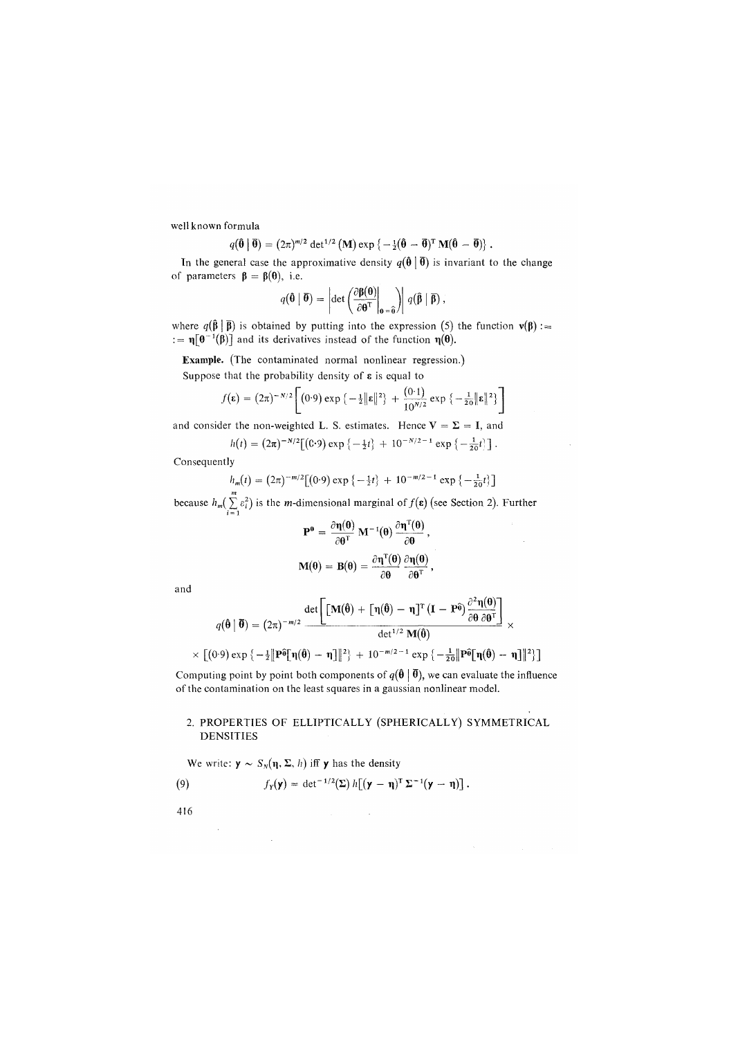well known formula

$$q(\hat{\boldsymbol{\theta}} \mid \bar{\boldsymbol{\theta}}) = (2\pi)^{m/2} \det{}^{1/2} (\mathbf{M}) \exp\{-\tfrac{1}{2}(\hat{\boldsymbol{\theta}} - \bar{\boldsymbol{\theta}})^{\mathrm{T}} \mathbf{M} (\hat{\boldsymbol{\theta}} - \bar{\boldsymbol{\theta}})\}.$$

In the general case the approximative density $q(\hat{\boldsymbol{\theta}} \mid \bar{\boldsymbol{\theta}})$ is invariant to the change of parameters $\boldsymbol{\beta} = \boldsymbol{\beta}(\boldsymbol{\theta})$, i.e.

$$q(\hat{\boldsymbol{\theta}} \mid \bar{\boldsymbol{\theta}}) = \left| \det \left( \frac{\partial \boldsymbol{\beta}(\boldsymbol{\theta})}{\partial \boldsymbol{\theta}^{\mathrm{T}}} \bigg|_{\boldsymbol{\theta} = \hat{\boldsymbol{\theta}}} \right) \right| q(\hat{\boldsymbol{\beta}} \mid \bar{\boldsymbol{\beta}}),$$

where $q(\hat{\boldsymbol{\beta}} \mid \bar{\boldsymbol{\beta}})$ is obtained by putting into the expression (5) the function $\mathbf{v}(\boldsymbol{\beta}) := \boldsymbol{\eta}[\boldsymbol{\theta}^{-1}(\boldsymbol{\beta})]$ and its derivatives instead of the function $\boldsymbol{\eta}(\boldsymbol{\theta})$.

**Example.** (The contaminated normal nonlinear regression.)

Suppose that the probability density of $\boldsymbol{\varepsilon}$ is equal to

$$f(\boldsymbol{\varepsilon}) = (2\pi)^{-N/2} \left[ (0{\cdot}9) \exp\{-\tfrac{1}{2}\|\boldsymbol{\varepsilon}\|^2\} + \frac{(0{\cdot}1)}{10^{N/2}} \exp\{-\tfrac{1}{20}\|\boldsymbol{\varepsilon}\|^2\} \right]$$

and consider the non-weighted L. S. estimates. Hence $\mathbf{V} = \boldsymbol{\Sigma} = \mathbf{I}$, and

$$h(t) = (2\pi)^{-N/2} [(0{\cdot}9) \exp\{-\tfrac{1}{2}t\} + 10^{-N/2-1} \exp\{-\tfrac{1}{20}t\}].$$

Consequently

$$h_m(t) = (2\pi)^{-m/2} [(0{\cdot}9) \exp\{-\tfrac{1}{2}t\} + 10^{-m/2-1} \exp\{-\tfrac{1}{20}t\}]$$

because $h_m(\sum_{i=1}^{m} \varepsilon_i^2)$ is the $m$-dimensional marginal of $f(\boldsymbol{\varepsilon})$ (see Section 2). Further

$$\mathbf{P}^{\boldsymbol{\theta}} = \frac{\partial \boldsymbol{\eta}(\boldsymbol{\theta})}{\partial \boldsymbol{\theta}^{\mathrm{T}}} \mathbf{M}^{-1}(\boldsymbol{\theta}) \frac{\partial \boldsymbol{\eta}^{\mathrm{T}}(\boldsymbol{\theta})}{\partial \boldsymbol{\theta}},$$

$$\mathbf{M}(\boldsymbol{\theta}) = \mathbf{B}(\boldsymbol{\theta}) = \frac{\partial \boldsymbol{\eta}^{\mathrm{T}}(\boldsymbol{\theta})}{\partial \boldsymbol{\theta}} \frac{\partial \boldsymbol{\eta}(\boldsymbol{\theta})}{\partial \boldsymbol{\theta}^{\mathrm{T}}},$$

and

$$q(\hat{\boldsymbol{\theta}} \mid \bar{\boldsymbol{\theta}}) = (2\pi)^{-m/2} \frac{\det \left[ [\mathbf{M}(\hat{\boldsymbol{\theta}}) + [\boldsymbol{\eta}(\hat{\boldsymbol{\theta}}) - \boldsymbol{\eta}]^{\mathrm{T}} (\mathbf{I} - \mathbf{P}^{\hat{\boldsymbol{\theta}}}) \dfrac{\partial^2 \boldsymbol{\eta}(\boldsymbol{\theta})}{\partial \boldsymbol{\theta}\, \partial \boldsymbol{\theta}^{\mathrm{T}}} \right]}{\det^{1/2} \mathbf{M}(\hat{\boldsymbol{\theta}})} \times$$

$$\times [(0{\cdot}9) \exp\{-\tfrac{1}{2}\|\mathbf{P}^{\hat{\boldsymbol{\theta}}}[\boldsymbol{\eta}(\hat{\boldsymbol{\theta}}) - \boldsymbol{\eta}]\|^2\} + 10^{-m/2-1} \exp\{-\tfrac{1}{20}\|\mathbf{P}^{\hat{\boldsymbol{\theta}}}[\boldsymbol{\eta}(\hat{\boldsymbol{\theta}}) - \boldsymbol{\eta}]\|^2\}]$$

Computing point by point both components of $q(\hat{\boldsymbol{\theta}} \mid \bar{\boldsymbol{\theta}})$, we can evaluate the influence of the contamination on the least squares in a gaussian nonlinear model.

## 2. PROPERTIES OF ELLIPTICALLY (SPHERICALLY) SYMMETRICAL DENSITIES

We write: $\mathbf{y} \sim S_N(\boldsymbol{\eta}, \boldsymbol{\Sigma}, h)$ iff $\mathbf{y}$ has the density

$$f_Y(\mathbf{y}) = \det{}^{-1/2}(\boldsymbol{\Sigma})\, h[(\mathbf{y} - \boldsymbol{\eta})^{\mathrm{T}} \boldsymbol{\Sigma}^{-1} (\mathbf{y} - \boldsymbol{\eta})]. \tag{9}$$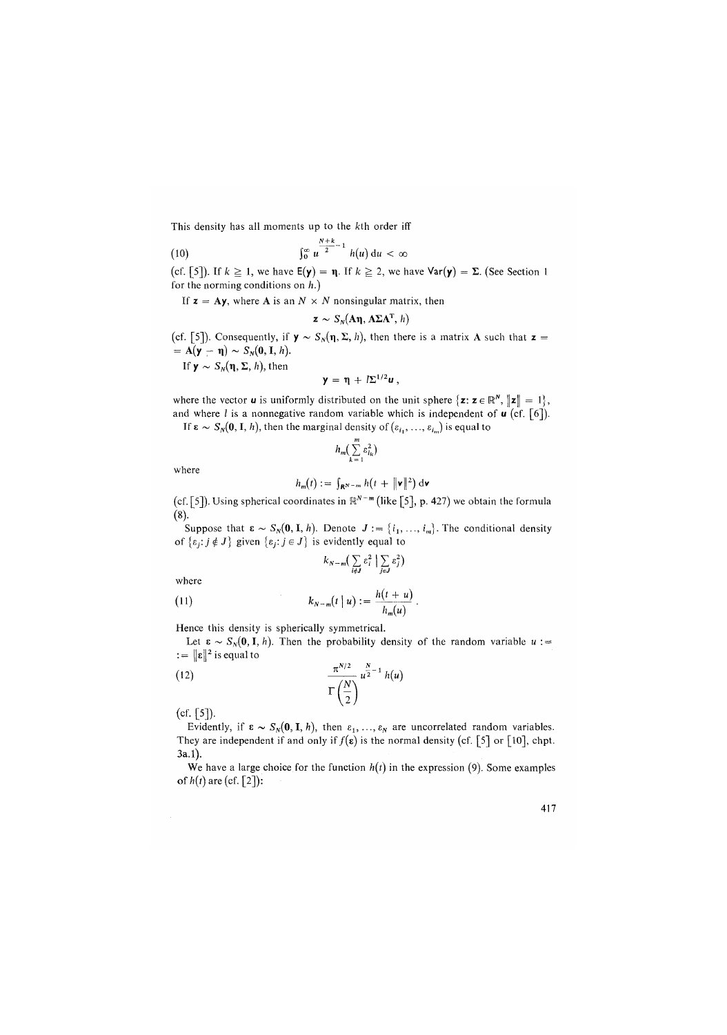This density has all moments up to the $k$th order iff

$$\int_0^\infty u^{\frac{N+k}{2}-1}\, h(u)\, \mathrm{d}u < \infty \tag{10}$$

(cf. [5]). If $k \geqq 1$, we have $\mathsf{E}(\mathbf{y}) = \boldsymbol{\eta}$. If $k \geqq 2$, we have $\mathsf{Var}(\mathbf{y}) = \boldsymbol{\Sigma}$. (See Section 1 for the norming conditions on $h$.)

If $\mathbf{z} = \mathbf{A}\mathbf{y}$, where $\mathbf{A}$ is an $N \times N$ nonsingular matrix, then

$$\mathbf{z} \sim S_N(\mathbf{A}\boldsymbol{\eta}, \mathbf{A}\boldsymbol{\Sigma}\mathbf{A}^{\mathrm{T}}, h)$$

(cf. [5]). Consequently, if $\mathbf{y} \sim S_N(\boldsymbol{\eta}, \boldsymbol{\Sigma}, h)$, then there is a matrix $\mathbf{A}$ such that $\mathbf{z} = \mathbf{A}(\mathbf{y} - \boldsymbol{\eta}) \sim S_N(\mathbf{0}, \mathbf{I}, h)$.

If $\mathbf{y} \sim S_N(\boldsymbol{\eta}, \boldsymbol{\Sigma}, h)$, then

$$\mathbf{y} = \boldsymbol{\eta} + l\boldsymbol{\Sigma}^{1/2}\boldsymbol{u}\,,$$

where the vector $\boldsymbol{u}$ is uniformly distributed on the unit sphere $\{\mathbf{z}\colon \mathbf{z} \in \mathbb{R}^N, \|\mathbf{z}\| = 1\}$, and where $l$ is a nonnegative random variable which is independent of $\boldsymbol{u}$ (cf. [6]).

If $\boldsymbol{\varepsilon} \sim S_N(\mathbf{0}, \mathbf{I}, h)$, then the marginal density of $(\varepsilon_{i_1}, \ldots, \varepsilon_{i_m})$ is equal to

$$h_m\Big(\sum_{k=1}^{m} \varepsilon_{i_k}^2\Big)$$

where

$$h_m(t) := \int_{\mathbb{R}^{N-m}} h(t + \|\mathbf{v}\|^2)\, \mathrm{d}\mathbf{v}$$

(cf. [5]). Using spherical coordinates in $\mathbb{R}^{N-m}$ (like [5], p. 427) we obtain the formula (8).

Suppose that $\boldsymbol{\varepsilon} \sim S_N(\mathbf{0}, \mathbf{I}, h)$. Denote $J := \{i_1, \ldots, i_m\}$. The conditional density of $\{\varepsilon_j\colon j \notin J\}$ given $\{\varepsilon_j\colon j \in J\}$ is evidently equal to

$$k_{N-m}\Big(\sum_{i \notin J} \varepsilon_i^2 \,\Big|\, \sum_{j \in J} \varepsilon_j^2\Big)$$

where

$$k_{N-m}(t \mid u) := \frac{h(t+u)}{h_m(u)}\,. \tag{11}$$

Hence this density is spherically symmetrical.

Let $\boldsymbol{\varepsilon} \sim S_N(\mathbf{0}, \mathbf{I}, h)$. Then the probability density of the random variable $u := \|\boldsymbol{\varepsilon}\|^2$ is equal to

$$\frac{\pi^{N/2}}{\Gamma\left(\frac{N}{2}\right)}\, u^{\frac{N}{2}-1}\, h(u) \tag{12}$$

(cf. [5]).

Evidently, if $\boldsymbol{\varepsilon} \sim S_N(\mathbf{0}, \mathbf{I}, h)$, then $\varepsilon_1, \ldots, \varepsilon_N$ are uncorrelated random variables. They are independent if and only if $f(\boldsymbol{\varepsilon})$ is the normal density (cf. [5] or [10], chpt. 3a.1).

We have a large choice for the function $h(t)$ in the expression (9). Some examples of $h(t)$ are (cf. [2]):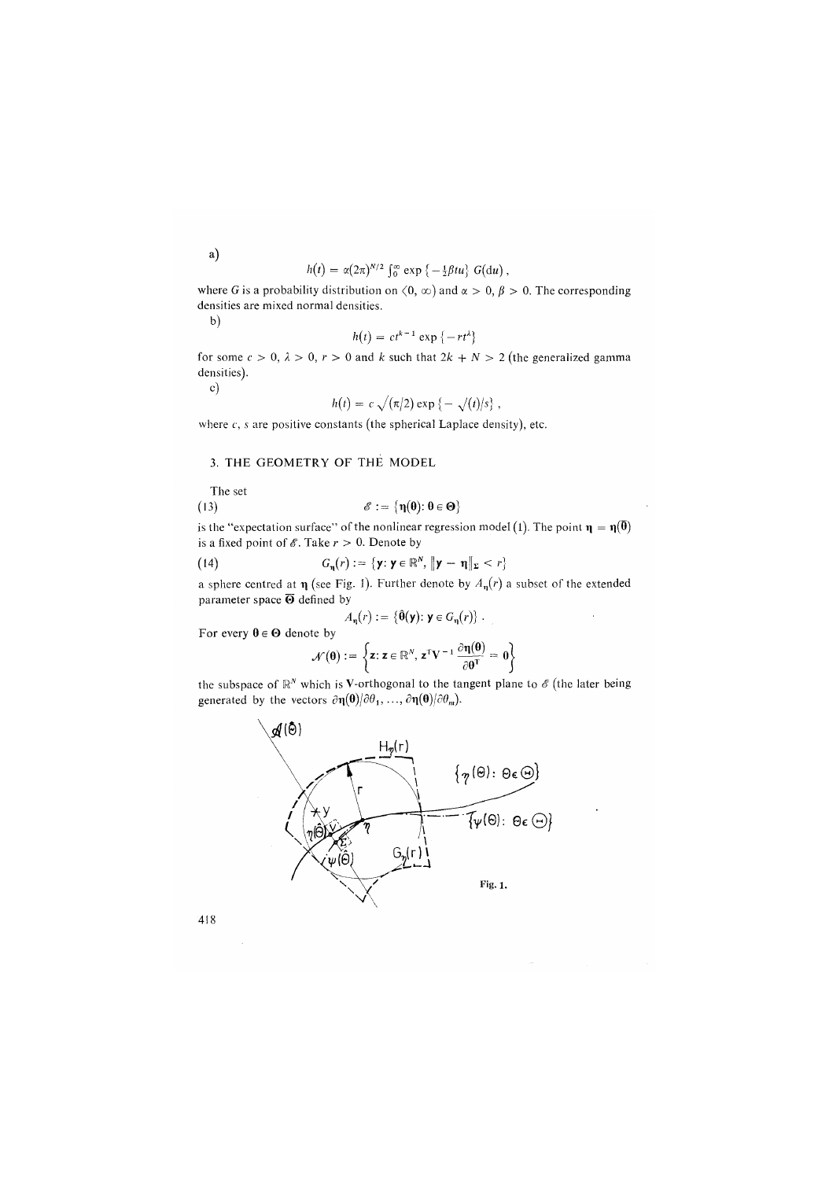a)

$$h(t) = \alpha(2\pi)^{N/2} \int_0^\infty \exp\{-\tfrac{1}{2}\beta t u\}\, G(\mathrm{d}u)\,,$$

where $G$ is a probability distribution on $\langle 0, \infty)$ and $\alpha > 0$, $\beta > 0$. The corresponding densities are mixed normal densities.

b)

$$h(t) = c t^{k-1} \exp\{-r t^\lambda\}$$

for some $c > 0$, $\lambda > 0$, $r > 0$ and $k$ such that $2k + N > 2$ (the generalized gamma densities).

c)

$$h(t) = c\sqrt{(\pi/2)} \exp\{-\sqrt{(t)}/s\}\,,$$

where $c$, $s$ are positive constants (the spherical Laplace density), etc.

## 3. THE GEOMETRY OF THE MODEL

The set

$$(13) \qquad \mathscr{E} := \{\boldsymbol{\eta}(\boldsymbol{\theta}) : \boldsymbol{\theta} \in \boldsymbol{\Theta}\}$$

is the "expectation surface" of the nonlinear regression model (1). The point $\boldsymbol{\eta} = \boldsymbol{\eta}(\bar{\boldsymbol{\theta}})$ is a fixed point of $\mathscr{E}$. Take $r > 0$. Denote by

$$(14) \qquad G_{\boldsymbol{\eta}}(r) := \{\mathbf{y} : \mathbf{y} \in \mathbb{R}^N,\ \|\mathbf{y} - \boldsymbol{\eta}\|_{\boldsymbol{\Sigma}} < r\}$$

a sphere centred at $\boldsymbol{\eta}$ (see Fig. 1). Further denote by $A_{\boldsymbol{\eta}}(r)$ a subset of the extended parameter space $\bar{\boldsymbol{\Theta}}$ defined by

$$A_{\boldsymbol{\eta}}(r) := \{\hat{\boldsymbol{\theta}}(\mathbf{y}) : \mathbf{y} \in G_{\boldsymbol{\eta}}(r)\}\,.$$

For every $\boldsymbol{\theta} \in \boldsymbol{\Theta}$ denote by

$$\mathscr{N}(\boldsymbol{\theta}) := \left\{\mathbf{z} : \mathbf{z} \in \mathbb{R}^N,\ \mathbf{z}^{\mathrm{T}}\mathbf{V}^{-1}\frac{\partial \boldsymbol{\eta}(\boldsymbol{\theta})}{\partial \boldsymbol{\theta}^{\mathrm{T}}} = \mathbf{0}\right\}$$

the subspace of $\mathbb{R}^N$ which is $\mathbf{V}$-orthogonal to the tangent plane to $\mathscr{E}$ (the later being generated by the vectors $\partial \boldsymbol{\eta}(\boldsymbol{\theta})/\partial \theta_1, \ldots, \partial \boldsymbol{\eta}(\boldsymbol{\theta})/\partial \theta_m$).

Fig. 1.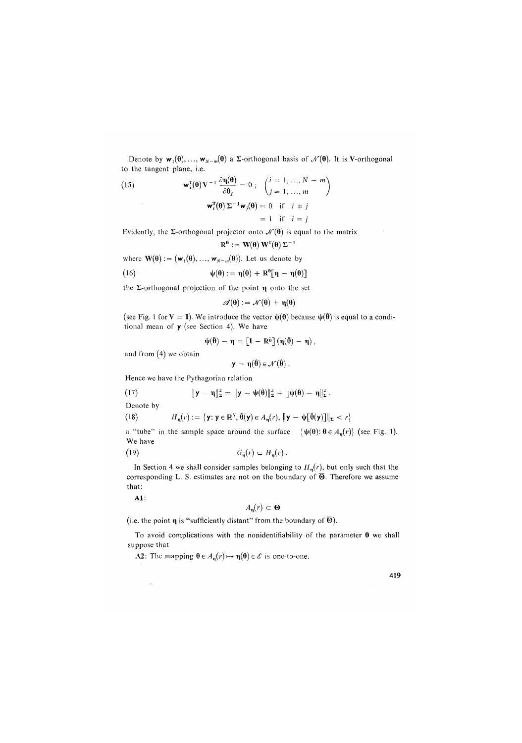Denote by $\mathbf{w}_1(\boldsymbol{\theta}), \ldots, \mathbf{w}_{N-m}(\boldsymbol{\theta})$ a $\boldsymbol{\Sigma}$-orthogonal basis of $\mathcal{N}(\boldsymbol{\theta})$. It is $\mathbf{V}$-orthogonal to the tangent plane, i.e.

$$\mathbf{w}_i^{\mathrm{T}}(\boldsymbol{\theta})\, \mathbf{V}^{-1} \frac{\partial \boldsymbol{\eta}(\boldsymbol{\theta})}{\partial \theta_j} = 0\,; \quad \begin{pmatrix} i = 1, \ldots, N - m \\ j = 1, \ldots, m \end{pmatrix} \tag{15}$$

$$\mathbf{w}_i^{\mathrm{T}}(\boldsymbol{\theta})\, \boldsymbol{\Sigma}^{-1} \mathbf{w}_j(\boldsymbol{\theta}) = 0 \quad \text{if} \quad i \neq j$$
$$= 1 \quad \text{if} \quad i = j$$

Evidently, the $\boldsymbol{\Sigma}$-orthogonal projector onto $\mathcal{N}(\boldsymbol{\theta})$ is equal to the matrix

$$\mathbf{R}^{\boldsymbol{\theta}} := \mathbf{W}(\boldsymbol{\theta})\, \mathbf{W}^{\mathrm{T}}(\boldsymbol{\theta})\, \boldsymbol{\Sigma}^{-1}$$

where $\mathbf{W}(\boldsymbol{\theta}) := (\mathbf{w}_1(\boldsymbol{\theta}), \ldots, \mathbf{w}_{N-m}(\boldsymbol{\theta}))$. Let us denote by

$$\boldsymbol{\psi}(\boldsymbol{\theta}) := \boldsymbol{\eta}(\boldsymbol{\theta}) + \mathbf{R}^{\boldsymbol{\theta}}[\boldsymbol{\eta} - \boldsymbol{\eta}(\boldsymbol{\theta})] \tag{16}$$

the $\boldsymbol{\Sigma}$-orthogonal projection of the point $\boldsymbol{\eta}$ onto the set

$$\mathscr{A}(\boldsymbol{\theta}) := \mathcal{N}(\boldsymbol{\theta}) + \boldsymbol{\eta}(\boldsymbol{\theta})$$

(see Fig. 1 for $\mathbf{V} = \mathbf{I}$). We introduce the vector $\boldsymbol{\psi}(\boldsymbol{\theta})$ because $\boldsymbol{\psi}(\hat{\boldsymbol{\theta}})$ is equal to a conditional mean of $\mathbf{y}$ (see Section 4). We have

$$\boldsymbol{\psi}(\hat{\boldsymbol{\theta}}) - \boldsymbol{\eta} = [\mathbf{I} - \mathbf{R}^{\hat{\boldsymbol{\theta}}}]\, (\boldsymbol{\eta}(\hat{\boldsymbol{\theta}}) - \boldsymbol{\eta})\,,$$

and from (4) we obtain

$$\mathbf{y} - \boldsymbol{\eta}(\hat{\boldsymbol{\theta}}) \in \mathcal{N}(\hat{\boldsymbol{\theta}})\,.$$

Hence we have the Pythagorian relation

$$\|\mathbf{y} - \boldsymbol{\eta}\|_{\boldsymbol{\Sigma}}^2 = \|\mathbf{y} - \boldsymbol{\psi}(\hat{\boldsymbol{\theta}})\|_{\boldsymbol{\Sigma}}^2 + \|\boldsymbol{\psi}(\hat{\boldsymbol{\theta}}) - \boldsymbol{\eta}\|_{\boldsymbol{\Sigma}}^2\,. \tag{17}$$

Denote by

$$H_{\boldsymbol{\eta}}(r) := \{\mathbf{y} \colon \mathbf{y} \in \mathbb{R}^N,\, \hat{\boldsymbol{\theta}}(\mathbf{y}) \in A_{\boldsymbol{\eta}}(r),\, \|\mathbf{y} - \boldsymbol{\psi}[\hat{\boldsymbol{\theta}}(\mathbf{y})]\|_{\boldsymbol{\Sigma}} < r\} \tag{18}$$

a "tube" in the sample space around the surface $\{\boldsymbol{\psi}(\boldsymbol{\theta}) \colon \boldsymbol{\theta} \in A_{\boldsymbol{\eta}}(r)\}$ (see Fig. 1). We have

$$G_{\boldsymbol{\eta}}(r) \subset H_{\boldsymbol{\eta}}(r)\,. \tag{19}$$

In Section 4 we shall consider samples belonging to $H_{\boldsymbol{\eta}}(r)$, but only such that the corresponding L. S. estimates are not on the boundary of $\bar{\boldsymbol{\Theta}}$. Therefore we assume that:

**A1**:

$$A_{\boldsymbol{\eta}}(r) \subset \boldsymbol{\Theta}$$

(i.e. the point $\boldsymbol{\eta}$ is "sufficiently distant" from the boundary of $\bar{\boldsymbol{\Theta}}$).

To avoid complications with the nonidentifiability of the parameter $\boldsymbol{\theta}$ we shall suppose that

**A2**: The mapping $\boldsymbol{\theta} \in A_{\boldsymbol{\eta}}(r) \mapsto \boldsymbol{\eta}(\boldsymbol{\theta}) \in \mathscr{E}$ is one-to-one.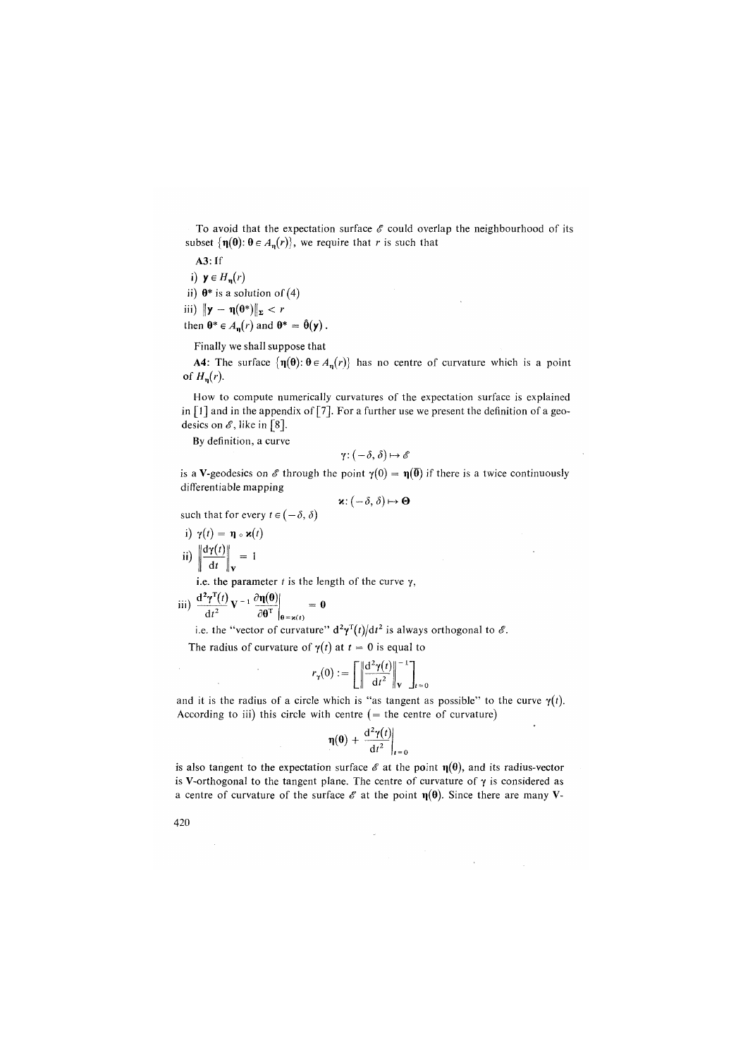To avoid that the expectation surface $\mathscr{E}$ could overlap the neighbourhood of its subset $\{\boldsymbol{\eta}(\boldsymbol{\theta}): \boldsymbol{\theta} \in A_{\eta}(r)\}$, we require that $r$ is such that

**A3:** If

i) $\mathbf{y} \in H_{\eta}(r)$

ii) $\boldsymbol{\theta}^*$ is a solution of (4)

iii) $\|\mathbf{y} - \boldsymbol{\eta}(\boldsymbol{\theta}^*)\|_{\boldsymbol{\Sigma}} < r$

then $\boldsymbol{\theta}^* \in A_{\eta}(r)$ and $\boldsymbol{\theta}^* = \hat{\boldsymbol{\theta}}(\mathbf{y})$.

Finally we shall suppose that

**A4:** The surface $\{\boldsymbol{\eta}(\boldsymbol{\theta}): \boldsymbol{\theta} \in A_{\eta}(r)\}$ has no centre of curvature which is a point of $H_{\eta}(r)$.

How to compute numerically curvatures of the expectation surface is explained in [1] and in the appendix of [7]. For a further use we present the definition of a geodesics on $\mathscr{E}$, like in [8].

By definition, a curve

$$\gamma: (-\delta, \delta) \mapsto \mathscr{E}$$

is a **V**-geodesics on $\mathscr{E}$ through the point $\gamma(0) = \boldsymbol{\eta}(\bar{\boldsymbol{\theta}})$ if there is a twice continuously differentiable mapping

$$\boldsymbol{\varkappa}: (-\delta, \delta) \mapsto \boldsymbol{\Theta}$$

such that for every $t \in (-\delta, \delta)$

i) $\gamma(t) = \boldsymbol{\eta} \circ \boldsymbol{\varkappa}(t)$

ii) $\left\| \dfrac{\mathrm{d}\gamma(t)}{\mathrm{d}t} \right\|_{\mathbf{V}} = 1$

i.e. the parameter $t$ is the length of the curve $\gamma$,

iii) $\dfrac{\mathrm{d}^2\gamma^{\mathrm{T}}(t)}{\mathrm{d}t^2} \mathbf{V}^{-1} \dfrac{\partial \boldsymbol{\eta}(\boldsymbol{\theta})}{\partial \boldsymbol{\theta}^{\mathrm{T}}}\Big|_{\boldsymbol{\theta} = \boldsymbol{\varkappa}(t)} = \mathbf{0}$

i.e. the "vector of curvature" $\mathrm{d}^2\gamma^{\mathrm{T}}(t)/\mathrm{d}t^2$ is always orthogonal to $\mathscr{E}$.

The radius of curvature of $\gamma(t)$ at $t = 0$ is equal to

$$r_{\gamma}(0) := \left[ \left\| \frac{\mathrm{d}^2\gamma(t)}{\mathrm{d}t^2} \right\|_{\mathbf{V}}^{-1} \right]_{t=0}$$

and it is the radius of a circle which is "as tangent as possible" to the curve $\gamma(t)$. According to iii) this circle with centre (= the centre of curvature)

$$\boldsymbol{\eta}(\boldsymbol{\theta}) + \frac{\mathrm{d}^2\gamma(t)}{\mathrm{d}t^2}\Big|_{t=0}$$

is also tangent to the expectation surface $\mathscr{E}$ at the point $\boldsymbol{\eta}(\boldsymbol{\theta})$, and its radius-vector is **V**-orthogonal to the tangent plane. The centre of curvature of $\gamma$ is considered as a centre of curvature of the surface $\mathscr{E}$ at the point $\boldsymbol{\eta}(\boldsymbol{\theta})$. Since there are many **V**-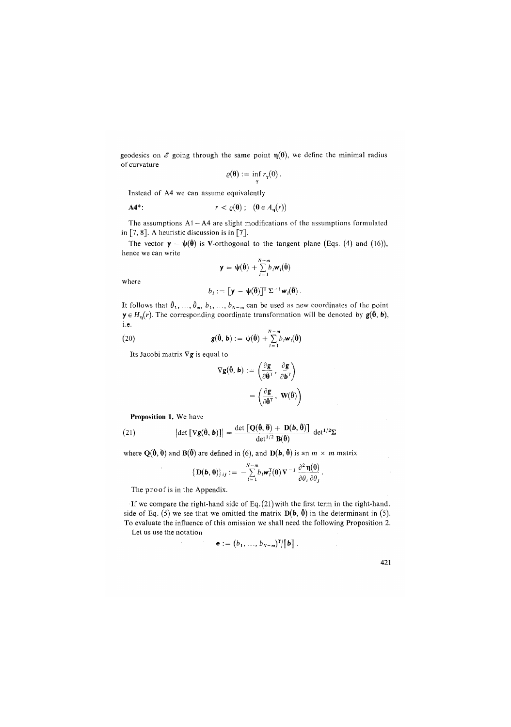geodesics on $\mathscr{E}$ going through the same point $\boldsymbol{\eta}(\boldsymbol{\theta})$, we define the minimal radius of curvature

$$\varrho(\boldsymbol{\theta}) := \inf_{\gamma} r_{\gamma}(0)\,.$$

Instead of A4 we can assume equivalently

**A4***: $\qquad r < \varrho(\boldsymbol{\theta})\,; \quad (\boldsymbol{\theta} \in A_{\boldsymbol{\eta}}(r))$

The assumptions A1 – A4 are slight modifications of the assumptions formulated in [7, 8]. A heuristic discussion is in [7].

The vector $\mathbf{y} - \boldsymbol{\psi}(\hat{\boldsymbol{\theta}})$ is $\mathbf{V}$-orthogonal to the tangent plane (Eqs. (4) and (16)), hence we can write

$$\mathbf{y} = \boldsymbol{\psi}(\hat{\boldsymbol{\theta}}) + \sum_{l=1}^{N-m} b_l \mathbf{w}_l(\hat{\boldsymbol{\theta}})$$

where

$$b_l := [\mathbf{y} - \boldsymbol{\psi}(\hat{\boldsymbol{\theta}})]^{\mathrm{T}}\, \Sigma^{-1} \mathbf{w}_l(\hat{\boldsymbol{\theta}})\,.$$

It follows that $\hat{\theta}_1, \ldots, \hat{\theta}_m, b_1, \ldots, b_{N-m}$ can be used as new coordinates of the point $\mathbf{y} \in H_{\boldsymbol{\eta}}(r)$. The corresponding coordinate transformation will be denoted by $\mathbf{g}(\hat{\boldsymbol{\theta}}, \mathbf{b})$, i.e.

$$\mathbf{g}(\hat{\boldsymbol{\theta}}, \mathbf{b}) := \boldsymbol{\psi}(\hat{\boldsymbol{\theta}}) + \sum_{l=1}^{N-m} b_l \mathbf{w}_l(\hat{\boldsymbol{\theta}}) \tag{20}$$

Its Jacobi matrix $\nabla \mathbf{g}$ is equal to

$$\nabla \mathbf{g}(\hat{\boldsymbol{\theta}}, \mathbf{b}) := \left(\frac{\partial \mathbf{g}}{\partial \hat{\boldsymbol{\theta}}^{\mathrm{T}}}, \frac{\partial \mathbf{g}}{\partial \mathbf{b}^{\mathrm{T}}}\right) = \left(\frac{\partial \mathbf{g}}{\partial \hat{\boldsymbol{\theta}}^{\mathrm{T}}}, \mathbf{W}(\hat{\boldsymbol{\theta}})\right)$$

**Proposition 1.** We have

$$|\det[\nabla \mathbf{g}(\hat{\boldsymbol{\theta}}, \mathbf{b})]| = \frac{\det[\mathbf{Q}(\hat{\boldsymbol{\theta}}, \bar{\boldsymbol{\theta}}) + \mathbf{D}(\mathbf{b}, \hat{\boldsymbol{\theta}})]}{\det^{1/2} \mathbf{B}(\hat{\boldsymbol{\theta}})} \det{}^{1/2} \boldsymbol{\Sigma} \tag{21}$$

where $\mathbf{Q}(\hat{\boldsymbol{\theta}}, \bar{\boldsymbol{\theta}})$ and $\mathbf{B}(\hat{\boldsymbol{\theta}})$ are defined in (6), and $\mathbf{D}(\mathbf{b}, \hat{\boldsymbol{\theta}})$ is an $m \times m$ matrix

$$\{\mathbf{D}(\mathbf{b}, \boldsymbol{\theta})\}_{ij} := -\sum_{l=1}^{N-m} b_l \mathbf{w}_l^{\mathrm{T}}(\boldsymbol{\theta})\, \mathbf{V}^{-1} \frac{\partial^2 \boldsymbol{\eta}(\boldsymbol{\theta})}{\partial \theta_i\, \partial \theta_j}\,.$$

The proof is in the Appendix.

If we compare the right-hand side of Eq. (21) with the first term in the right-hand side of Eq. (5) we see that we omitted the matrix $\mathbf{D}(\mathbf{b}, \hat{\boldsymbol{\theta}})$ in the determinant in (5). To evaluate the influence of this omission we shall need the following Proposition 2.

Let us use the notation

$$\mathbf{e} := (b_1, \ldots, b_{N-m})^{\mathrm{T}} / \|\mathbf{b}\|\,.$$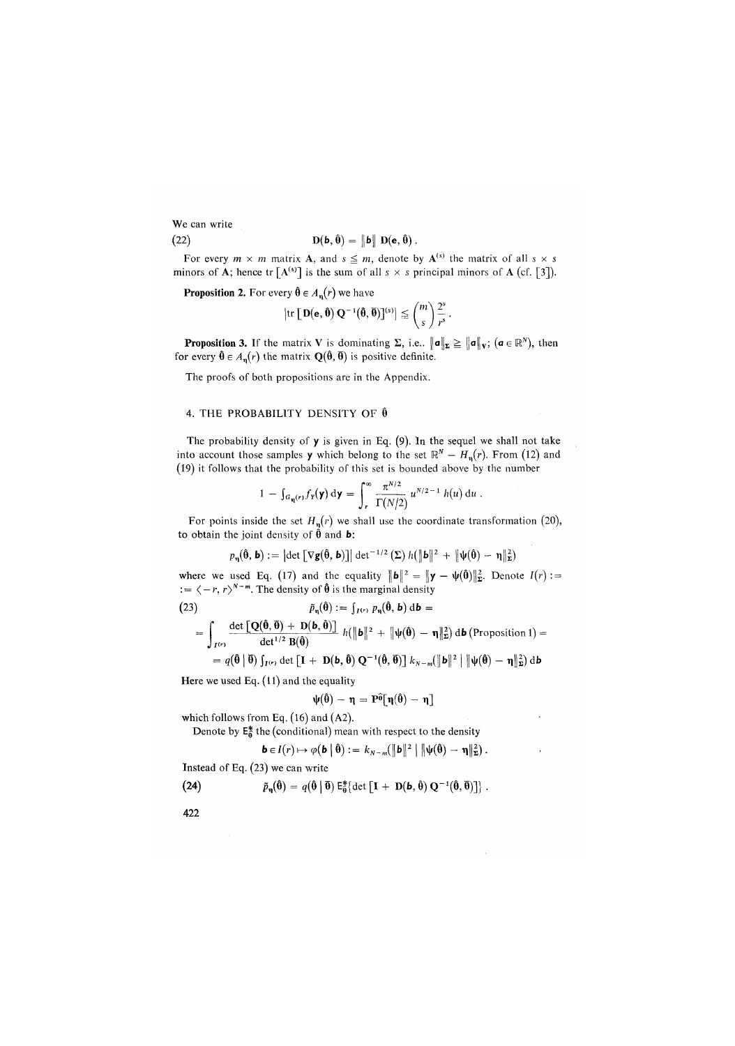We can write

$$\mathbf{D}(\mathbf{b}, \hat{\boldsymbol{\theta}}) = \|\mathbf{b}\| \, \mathbf{D}(\mathbf{e}, \hat{\boldsymbol{\theta}}) . \tag{22}$$

For every $m \times m$ matrix $\mathbf{A}$, and $s \leq m$, denote by $\mathbf{A}^{(s)}$ the matrix of all $s \times s$ minors of $\mathbf{A}$; hence $\operatorname{tr}[\mathbf{A}^{(s)}]$ is the sum of all $s \times s$ principal minors of $\mathbf{A}$ (cf. [3]).

**Proposition 2.** For every $\hat{\boldsymbol{\theta}} \in A_{\boldsymbol{\eta}}(r)$ we have

$$|\operatorname{tr}[\mathbf{D}(\mathbf{e}, \hat{\boldsymbol{\theta}}) \, \mathbf{Q}^{-1}(\hat{\boldsymbol{\theta}}, \bar{\boldsymbol{\theta}})]^{(s)}| \leq \binom{m}{s} \frac{2^s}{r^s} .$$

**Proposition 3.** If the matrix $\mathbf{V}$ is dominating $\boldsymbol{\Sigma}$, i.e.. $\|\boldsymbol{a}\|_{\boldsymbol{\Sigma}} \geq \|\boldsymbol{a}\|_{\mathbf{V}}$; $(\boldsymbol{a} \in \mathbb{R}^N)$, then for every $\hat{\boldsymbol{\theta}} \in A_{\boldsymbol{\eta}}(r)$ the matrix $\mathbf{Q}(\hat{\boldsymbol{\theta}}, \bar{\boldsymbol{\theta}})$ is positive definite.

The proofs of both propositions are in the Appendix.

## 4. THE PROBABILITY DENSITY OF $\hat{\boldsymbol{\theta}}$

The probability density of $\mathbf{y}$ is given in Eq. (9). In the sequel we shall not take into account those samples $\mathbf{y}$ which belong to the set $\mathbb{R}^N - H_{\boldsymbol{\eta}}(r)$. From (12) and (19) it follows that the probability of this set is bounded above by the number

$$1 - \int_{G_{\boldsymbol{\eta}}(r)} f_Y(\mathbf{y}) \, \mathrm{d}\mathbf{y} = \int_r^{\infty} \frac{\pi^{N/2}}{\Gamma(N/2)} u^{N/2-1} h(u) \, \mathrm{d}u .$$

For points inside the set $H_{\boldsymbol{\eta}}(r)$ we shall use the coordinate transformation (20), to obtain the joint density of $\hat{\boldsymbol{\theta}}$ and $\mathbf{b}$:

$$p_{\boldsymbol{\eta}}(\hat{\boldsymbol{\theta}}, \mathbf{b}) := |\det[\nabla \mathbf{g}(\hat{\boldsymbol{\theta}}, \mathbf{b})]| \det^{-1/2}(\boldsymbol{\Sigma}) \, h(\|\mathbf{b}\|^2 + \|\boldsymbol{\psi}(\hat{\boldsymbol{\theta}}) - \boldsymbol{\eta}\|^2_{\boldsymbol{\Sigma}})$$

where we used Eq. (17) and the equality $\|\mathbf{b}\|^2 = \|\mathbf{y} - \boldsymbol{\psi}(\hat{\boldsymbol{\theta}})\|^2_{\boldsymbol{\Sigma}}$. Denote $I(r) := \langle -r, r \rangle^{N-m}$. The density of $\hat{\boldsymbol{\theta}}$ is the marginal density

$$\tilde{p}_{\boldsymbol{\eta}}(\hat{\boldsymbol{\theta}}) := \int_{I(r)} p_{\boldsymbol{\eta}}(\hat{\boldsymbol{\theta}}, \mathbf{b}) \, \mathrm{d}\mathbf{b} = \tag{23}$$

$$= \int_{I(r)} \frac{\det[\mathbf{Q}(\hat{\boldsymbol{\theta}}, \bar{\boldsymbol{\theta}}) + \mathbf{D}(\mathbf{b}, \hat{\boldsymbol{\theta}})]}{\det^{1/2} \mathbf{B}(\hat{\boldsymbol{\theta}})} h(\|\mathbf{b}\|^2 + \|\boldsymbol{\psi}(\hat{\boldsymbol{\theta}}) - \boldsymbol{\eta}\|^2_{\boldsymbol{\Sigma}}) \, \mathrm{d}\mathbf{b} \text{ (Proposition 1)} =$$

$$= q(\hat{\boldsymbol{\theta}} \mid \bar{\boldsymbol{\theta}}) \int_{I(r)} \det[\mathbf{I} + \mathbf{D}(\mathbf{b}, \hat{\boldsymbol{\theta}}) \, \mathbf{Q}^{-1}(\hat{\boldsymbol{\theta}}, \bar{\boldsymbol{\theta}})] \, k_{N-m}(\|\mathbf{b}\|^2 \mid \|\boldsymbol{\psi}(\hat{\boldsymbol{\theta}}) - \boldsymbol{\eta}\|^2_{\boldsymbol{\Sigma}}) \, \mathrm{d}\mathbf{b}$$

Here we used (11) and the equality

$$\boldsymbol{\psi}(\hat{\boldsymbol{\theta}}) - \boldsymbol{\eta} = \mathbf{P}^{\hat{\boldsymbol{\theta}}}[\boldsymbol{\eta}(\hat{\boldsymbol{\theta}}) - \boldsymbol{\eta}]$$

which follows from Eq. (16) and (A2).

Denote by $\mathsf{E}^*_{\hat{\boldsymbol{\theta}}}$ the (conditional) mean with respect to the density

$$\mathbf{b} \in I(r) \mapsto \varphi(\mathbf{b} \mid \hat{\boldsymbol{\theta}}) := k_{N-m}(\|\mathbf{b}\|^2 \mid \|\boldsymbol{\psi}(\hat{\boldsymbol{\theta}}) - \boldsymbol{\eta}\|^2_{\boldsymbol{\Sigma}}) .$$

Instead of Eq. (23) we can write

$$\tilde{p}_{\boldsymbol{\eta}}(\hat{\boldsymbol{\theta}}) = q(\hat{\boldsymbol{\theta}} \mid \bar{\boldsymbol{\theta}}) \, \mathsf{E}^*_{\hat{\boldsymbol{\theta}}}\{\det[\mathbf{I} + \mathbf{D}(\mathbf{b}, \hat{\boldsymbol{\theta}}) \, \mathbf{Q}^{-1}(\hat{\boldsymbol{\theta}}, \bar{\boldsymbol{\theta}})]\} . \tag{24}$$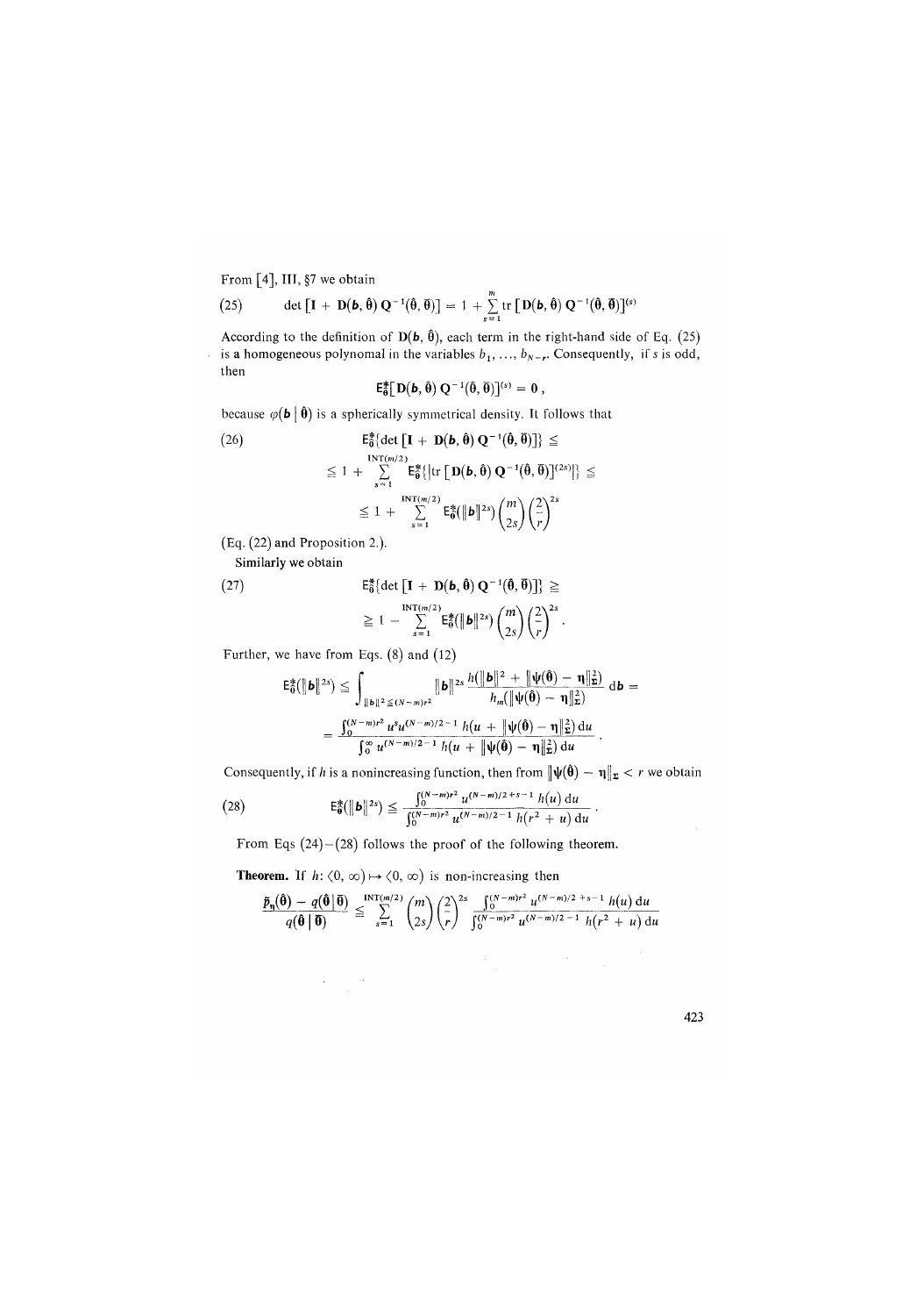From [4], III, §7 we obtain

$$\det\left[\mathbf{I} + \mathbf{D}(\boldsymbol{b}, \hat{\boldsymbol{\theta}})\, \mathbf{Q}^{-1}(\hat{\boldsymbol{\theta}}, \bar{\boldsymbol{\theta}})\right] = 1 + \sum_{s=1}^{m} \operatorname{tr}\left[\mathbf{D}(\boldsymbol{b}, \hat{\boldsymbol{\theta}})\, \mathbf{Q}^{-1}(\hat{\boldsymbol{\theta}}, \bar{\boldsymbol{\theta}})\right]^{(s)} \tag{25}$$

According to the definition of $\mathbf{D}(\boldsymbol{b}, \hat{\boldsymbol{\theta}})$, each term in the right-hand side of Eq. (25) is a homogeneous polynomal in the variables $b_1, \ldots, b_{N-r}$. Consequently, if $s$ is odd, then

$$\mathsf{E}^*_{\hat{\boldsymbol{\theta}}}\left[\mathbf{D}(\boldsymbol{b}, \hat{\boldsymbol{\theta}})\, \mathbf{Q}^{-1}(\hat{\boldsymbol{\theta}}, \bar{\boldsymbol{\theta}})\right]^{(s)} = \mathbf{0}\,,$$

because $\varphi(\boldsymbol{b} \mid \hat{\boldsymbol{\theta}})$ is a spherically symmetrical density. It follows that

$$\begin{aligned}
&\mathsf{E}^*_{\hat{\boldsymbol{\theta}}}\{\det\left[\mathbf{I} + \mathbf{D}(\boldsymbol{b}, \hat{\boldsymbol{\theta}})\, \mathbf{Q}^{-1}(\hat{\boldsymbol{\theta}}, \bar{\boldsymbol{\theta}})\right]\} \leq \\
&\leq 1 + \sum_{s=1}^{\mathrm{INT}(m/2)} \mathsf{E}^*_{\hat{\boldsymbol{\theta}}}\{\left|\operatorname{tr}\left[\mathbf{D}(\boldsymbol{b}, \hat{\boldsymbol{\theta}})\, \mathbf{Q}^{-1}(\hat{\boldsymbol{\theta}}, \bar{\boldsymbol{\theta}})\right]^{(2s)}\right|\} \leq \\
&\leq 1 + \sum_{s=1}^{\mathrm{INT}(m/2)} \mathsf{E}^*_{\hat{\boldsymbol{\theta}}}(\|\boldsymbol{b}\|^{2s}) \binom{m}{2s} \left(\frac{2}{r}\right)^{2s}
\end{aligned} \tag{26}$$

(Eq. (22) and Proposition 2.).

Similarly we obtain

$$\begin{aligned}
&\mathsf{E}^*_{\hat{\boldsymbol{\theta}}}\{\det\left[\mathbf{I} + \mathbf{D}(\boldsymbol{b}, \hat{\boldsymbol{\theta}})\, \mathbf{Q}^{-1}(\hat{\boldsymbol{\theta}}, \bar{\boldsymbol{\theta}})\right]\} \geq \\
&\geq 1 - \sum_{s=1}^{\mathrm{INT}(m/2)} \mathsf{E}^*_{\hat{\boldsymbol{\theta}}}(\|\boldsymbol{b}\|^{2s}) \binom{m}{2s} \left(\frac{2}{r}\right)^{2s}.
\end{aligned} \tag{27}$$

Further, we have from Eqs. (8) and (12)

$$\begin{aligned}
\mathsf{E}^*_{\hat{\boldsymbol{\theta}}}(\|\boldsymbol{b}\|^{2s}) &\leq \int_{\|\boldsymbol{b}\|^2 \leq (N-m)r^2} \|\boldsymbol{b}\|^{2s} \frac{h(\|\boldsymbol{b}\|^2 + \|\boldsymbol{\psi}(\hat{\boldsymbol{\theta}}) - \boldsymbol{\eta}\|^2_{\boldsymbol{\Sigma}})}{h_m(\|\boldsymbol{\psi}(\hat{\boldsymbol{\theta}}) - \boldsymbol{\eta}\|^2_{\boldsymbol{\Sigma}})}\, \mathrm{d}\boldsymbol{b} = \\
&= \frac{\int_0^{(N-m)r^2} u^s u^{(N-m)/2-1}\, h(u + \|\boldsymbol{\psi}(\hat{\boldsymbol{\theta}}) - \boldsymbol{\eta}\|^2_{\boldsymbol{\Sigma}})\, \mathrm{d}u}{\int_0^\infty u^{(N-m)/2-1}\, h(u + \|\boldsymbol{\psi}(\hat{\boldsymbol{\theta}}) - \boldsymbol{\eta}\|^2_{\boldsymbol{\Sigma}})\, \mathrm{d}u}\,.
\end{aligned}$$

Consequently, if $h$ is a nonincreasing function, then from $\|\boldsymbol{\psi}(\hat{\boldsymbol{\theta}}) - \boldsymbol{\eta}\|_{\boldsymbol{\Sigma}} < r$ we obtain

$$\mathsf{E}^*_{\hat{\boldsymbol{\theta}}}(\|\boldsymbol{b}\|^{2s}) \leq \frac{\int_0^{(N-m)r^2} u^{(N-m)/2+s-1}\, h(u)\, \mathrm{d}u}{\int_0^{(N-m)r^2} u^{(N-m)/2-1}\, h(r^2 + u)\, \mathrm{d}u}\,. \tag{28}$$

From Eqs (24)–(28) follows the proof of the following theorem.

**Theorem.** If $h: \langle 0, \infty) \mapsto \langle 0, \infty)$ is non-increasing then

$$\frac{\bar{p}_{\boldsymbol{\eta}}(\hat{\boldsymbol{\theta}}) - q(\hat{\boldsymbol{\theta}} \mid \bar{\boldsymbol{\theta}})}{q(\hat{\boldsymbol{\theta}} \mid \bar{\boldsymbol{\theta}})} \leq \sum_{s=1}^{\mathrm{INT}(m/2)} \binom{m}{2s} \left(\frac{2}{r}\right)^{2s} \frac{\int_0^{(N-m)r^2} u^{(N-m)/2+s-1}\, h(u)\, \mathrm{d}u}{\int_0^{(N-m)r^2} u^{(N-m)/2-1}\, h(r^2 + u)\, \mathrm{d}u}$$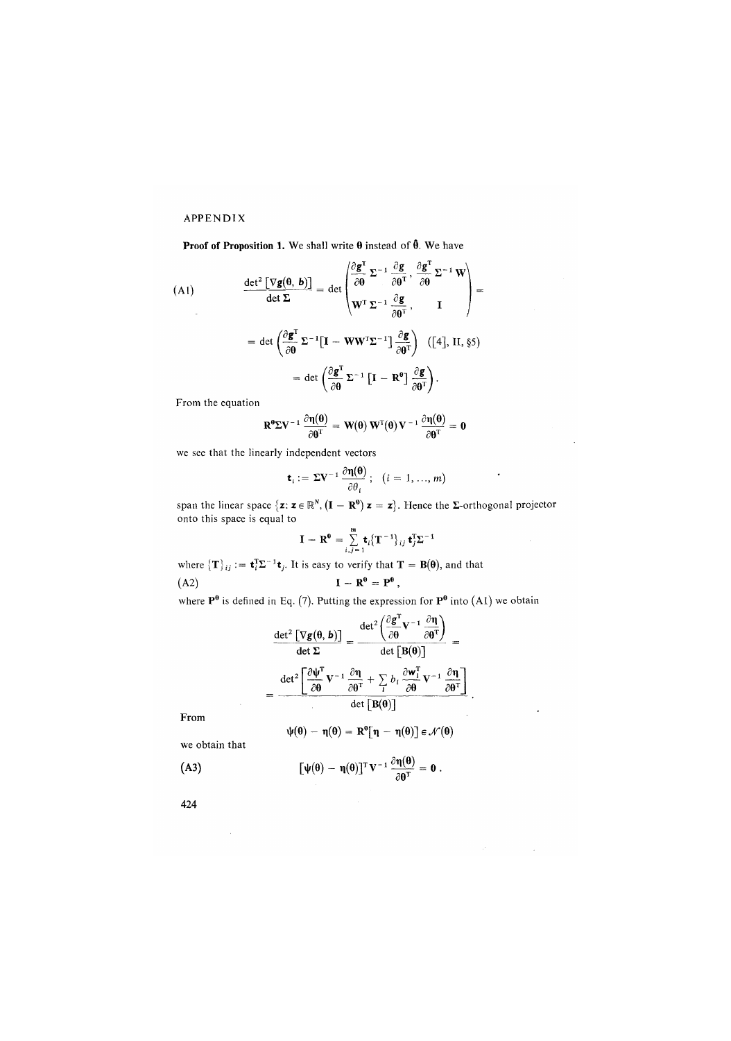APPENDIX

**Proof of Proposition 1.** We shall write $\boldsymbol{\theta}$ instead of $\hat{\boldsymbol{\theta}}$. We have

$$\text{(A1)} \qquad \frac{\det^2 [\nabla \mathbf{g}(\boldsymbol{\theta}, \boldsymbol{b})]}{\det \boldsymbol{\Sigma}} = \det \begin{pmatrix} \dfrac{\partial \mathbf{g}^{\mathrm{T}}}{\partial \boldsymbol{\theta}} \boldsymbol{\Sigma}^{-1} \dfrac{\partial \mathbf{g}}{\partial \boldsymbol{\theta}^{\mathrm{T}}}, & \dfrac{\partial \mathbf{g}^{\mathrm{T}}}{\partial \boldsymbol{\theta}} \boldsymbol{\Sigma}^{-1} \mathbf{W} \\ \mathbf{W}^{\mathrm{T}} \boldsymbol{\Sigma}^{-1} \dfrac{\partial \mathbf{g}}{\partial \boldsymbol{\theta}^{\mathrm{T}}}, & \mathbf{I} \end{pmatrix} =$$

$$= \det \left( \frac{\partial \mathbf{g}^{\mathrm{T}}}{\partial \boldsymbol{\theta}} \boldsymbol{\Sigma}^{-1} [\mathbf{I} - \mathbf{W}\mathbf{W}^{\mathrm{T}} \boldsymbol{\Sigma}^{-1}] \frac{\partial \mathbf{g}}{\partial \boldsymbol{\theta}^{\mathrm{T}}} \right) \quad ([4], \text{II}, \S 5)$$

$$= \det \left( \frac{\partial \mathbf{g}^{\mathrm{T}}}{\partial \boldsymbol{\theta}} \boldsymbol{\Sigma}^{-1} [\mathbf{I} - \mathbf{R}^{\boldsymbol{\theta}}] \frac{\partial \mathbf{g}}{\partial \boldsymbol{\theta}^{\mathrm{T}}} \right).$$

From the equation

$$\mathbf{R}^{\boldsymbol{\theta}} \boldsymbol{\Sigma} \mathbf{V}^{-1} \frac{\partial \boldsymbol{\eta}(\boldsymbol{\theta})}{\partial \boldsymbol{\theta}^{\mathrm{T}}} = \mathbf{W}(\boldsymbol{\theta}) \mathbf{W}^{\mathrm{T}}(\boldsymbol{\theta}) \mathbf{V}^{-1} \frac{\partial \boldsymbol{\eta}(\boldsymbol{\theta})}{\partial \boldsymbol{\theta}^{\mathrm{T}}} = \mathbf{0}$$

we see that the linearly independent vectors

$$\mathbf{t}_i := \boldsymbol{\Sigma} \mathbf{V}^{-1} \frac{\partial \boldsymbol{\eta}(\boldsymbol{\theta})}{\partial \theta_i}; \quad (i = 1, \ldots, m)$$

span the linear space $\{\mathbf{z} : \mathbf{z} \in \mathbb{R}^N, (\mathbf{I} - \mathbf{R}^{\boldsymbol{\theta}}) \mathbf{z} = \mathbf{z}\}$. Hence the $\boldsymbol{\Sigma}$-orthogonal projector onto this space is equal to

$$\mathbf{I} - \mathbf{R}^{\boldsymbol{\theta}} = \sum_{i,j=1}^{m} \mathbf{t}_i \{\mathbf{T}^{-1}\}_{ij} \mathbf{t}_j^{\mathrm{T}} \boldsymbol{\Sigma}^{-1}$$

where $\{\mathbf{T}\}_{ij} := \mathbf{t}_i^{\mathrm{T}} \boldsymbol{\Sigma}^{-1} \mathbf{t}_j$. It is easy to verify that $\mathbf{T} = \mathbf{B}(\boldsymbol{\theta})$, and that

$$\text{(A2)} \qquad \mathbf{I} - \mathbf{R}^{\boldsymbol{\theta}} = \mathbf{P}^{\boldsymbol{\theta}},$$

where $\mathbf{P}^{\boldsymbol{\theta}}$ is defined in Eq. (7). Putting the expression for $\mathbf{P}^{\boldsymbol{\theta}}$ into (A1) we obtain

$$\frac{\det^2 [\nabla \mathbf{g}(\boldsymbol{\theta}, \boldsymbol{b})]}{\det \boldsymbol{\Sigma}} = \frac{\det^2 \left( \dfrac{\partial \mathbf{g}^{\mathrm{T}}}{\partial \boldsymbol{\theta}} \mathbf{V}^{-1} \dfrac{\partial \boldsymbol{\eta}}{\partial \boldsymbol{\theta}^{\mathrm{T}}} \right)}{\det [\mathbf{B}(\boldsymbol{\theta})]} =$$

$$= \frac{\det^2 \left[ \dfrac{\partial \boldsymbol{\psi}^{\mathrm{T}}}{\partial \boldsymbol{\theta}} \mathbf{V}^{-1} \dfrac{\partial \boldsymbol{\eta}}{\partial \boldsymbol{\theta}^{\mathrm{T}}} + \sum_l b_l \dfrac{\partial \mathbf{w}_l^{\mathrm{T}}}{\partial \boldsymbol{\theta}} \mathbf{V}^{-1} \dfrac{\partial \boldsymbol{\eta}}{\partial \boldsymbol{\theta}^{\mathrm{T}}} \right]}{\det [\mathbf{B}(\boldsymbol{\theta})]}.$$

From

$$\boldsymbol{\psi}(\boldsymbol{\theta}) - \boldsymbol{\eta}(\boldsymbol{\theta}) = \mathbf{R}^{\boldsymbol{\theta}} [\boldsymbol{\eta} - \boldsymbol{\eta}(\boldsymbol{\theta})] \in \mathcal{N}(\boldsymbol{\theta})$$

we obtain that

$$\text{(A3)} \qquad [\boldsymbol{\psi}(\boldsymbol{\theta}) - \boldsymbol{\eta}(\boldsymbol{\theta})]^{\mathrm{T}} \mathbf{V}^{-1} \frac{\partial \boldsymbol{\eta}(\boldsymbol{\theta})}{\partial \boldsymbol{\theta}^{\mathrm{T}}} = \mathbf{0}.$$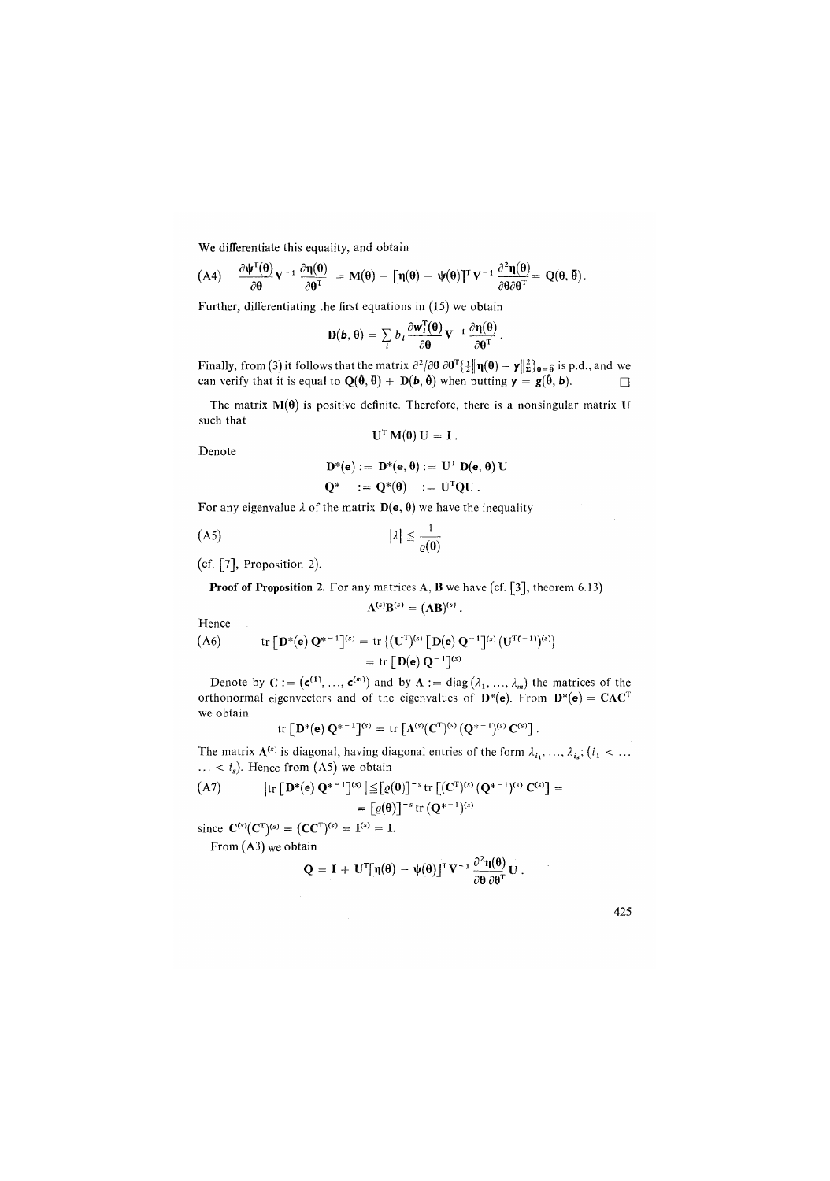We differentiate this equality, and obtain

$$\text{(A4)} \qquad \frac{\partial \boldsymbol{\psi}^{\mathrm{T}}(\boldsymbol{\theta})}{\partial \boldsymbol{\theta}} \mathbf{V}^{-1} \frac{\partial \boldsymbol{\eta}(\boldsymbol{\theta})}{\partial \boldsymbol{\theta}^{\mathrm{T}}} = \mathbf{M}(\boldsymbol{\theta}) + [\boldsymbol{\eta}(\boldsymbol{\theta}) - \boldsymbol{\psi}(\boldsymbol{\theta})]^{\mathrm{T}} \mathbf{V}^{-1} \frac{\partial^2 \boldsymbol{\eta}(\boldsymbol{\theta})}{\partial \boldsymbol{\theta} \partial \boldsymbol{\theta}^{\mathrm{T}}} = \mathbf{Q}(\boldsymbol{\theta}, \bar{\boldsymbol{\theta}}).$$

Further, differentiating the first equations in (15) we obtain

$$\mathbf{D}(\boldsymbol{b}, \boldsymbol{\theta}) = \sum_i b_i \frac{\partial \mathbf{w}_i^{\mathrm{T}}(\boldsymbol{\theta})}{\partial \boldsymbol{\theta}} \mathbf{V}^{-1} \frac{\partial \boldsymbol{\eta}(\boldsymbol{\theta})}{\partial \boldsymbol{\theta}^{\mathrm{T}}}.$$

Finally, from (3) it follows that the matrix $\partial^2/\partial \boldsymbol{\theta}\, \partial \boldsymbol{\theta}^{\mathrm{T}} \{\frac{1}{2} \| \boldsymbol{\eta}(\boldsymbol{\theta}) - \mathbf{y} \|_{\boldsymbol{\Sigma}}^2\}_{\boldsymbol{\theta} = \hat{\boldsymbol{\theta}}}$ is p.d., and we can verify that it is equal to $\mathbf{Q}(\hat{\boldsymbol{\theta}}, \bar{\boldsymbol{\theta}}) + \mathbf{D}(\boldsymbol{b}, \hat{\boldsymbol{\theta}})$ when putting $\mathbf{y} = \boldsymbol{g}(\bar{\boldsymbol{\theta}}, \boldsymbol{b})$. □

The matrix $\mathbf{M}(\boldsymbol{\theta})$ is positive definite. Therefore, there is a nonsingular matrix $\mathbf{U}$ such that

$$\mathbf{U}^{\mathrm{T}} \mathbf{M}(\boldsymbol{\theta}) \mathbf{U} = \mathbf{I}.$$

Denote

$$\mathbf{D}^*(\boldsymbol{e}) := \mathbf{D}^*(\boldsymbol{e}, \boldsymbol{\theta}) := \mathbf{U}^{\mathrm{T}} \mathbf{D}(\boldsymbol{e}, \boldsymbol{\theta}) \mathbf{U}$$

$$\mathbf{Q}^* \quad := \mathbf{Q}^*(\boldsymbol{\theta}) \quad := \mathbf{U}^{\mathrm{T}} \mathbf{Q} \mathbf{U}.$$

For any eigenvalue $\lambda$ of the matrix $\mathbf{D}(\boldsymbol{e}, \boldsymbol{\theta})$ we have the inequality

$$\text{(A5)} \qquad |\lambda| \leq \frac{1}{\varrho(\boldsymbol{\theta})}$$

(cf. [7], Proposition 2).

**Proof of Proposition 2.** For any matrices $\mathbf{A}$, $\mathbf{B}$ we have (cf. [3], theorem 6.13)

$$\mathbf{A}^{(s)} \mathbf{B}^{(s)} = (\mathbf{AB})^{(s)}.$$

Hence

$$\text{(A6)} \qquad \operatorname{tr} [\mathbf{D}^*(\boldsymbol{e}) \mathbf{Q}^{*-1}]^{(s)} = \operatorname{tr} \{ (\mathbf{U}^{\mathrm{T}})^{(s)} [\mathbf{D}(\boldsymbol{e}) \mathbf{Q}^{-1}]^{(s)} (\mathbf{U}^{\mathrm{T}(-1)})^{(s)} \} = \operatorname{tr} [\mathbf{D}(\boldsymbol{e}) \mathbf{Q}^{-1}]^{(s)}$$

Denote by $\mathbf{C} := (\mathbf{c}^{(1)}, \ldots, \mathbf{c}^{(m)})$ and by $\boldsymbol{\Lambda} := \operatorname{diag}(\lambda_1, \ldots, \lambda_m)$ the matrices of the orthonormal eigenvectors and of the eigenvalues of $\mathbf{D}^*(\boldsymbol{e})$. From $\mathbf{D}^*(\boldsymbol{e}) = \mathbf{C} \boldsymbol{\Lambda} \mathbf{C}^{\mathrm{T}}$ we obtain

$$\operatorname{tr} [\mathbf{D}^*(\boldsymbol{e}) \mathbf{Q}^{*-1}]^{(s)} = \operatorname{tr} [\boldsymbol{\Lambda}^{(s)} (\mathbf{C}^{\mathrm{T}})^{(s)} (\mathbf{Q}^{*-1})^{(s)} \mathbf{C}^{(s)}].$$

The matrix $\boldsymbol{\Lambda}^{(s)}$ is diagonal, having diagonal entries of the form $\lambda_{i_1}, \ldots, \lambda_{i_s}$; $(i_1 < \ldots < i_s)$. Hence from (A5) we obtain

$$\text{(A7)} \qquad |\operatorname{tr} [\mathbf{D}^*(\boldsymbol{e}) \mathbf{Q}^{*-1}]^{(s)}| \leq [\varrho(\boldsymbol{\theta})]^{-s} \operatorname{tr} [(\mathbf{C}^{\mathrm{T}})^{(s)} (\mathbf{Q}^{*-1})^{(s)} \mathbf{C}^{(s)}] = [\varrho(\boldsymbol{\theta})]^{-s} \operatorname{tr} (\mathbf{Q}^{*-1})^{(s)}$$

since $\mathbf{C}^{(s)} (\mathbf{C}^{\mathrm{T}})^{(s)} = (\mathbf{C}\mathbf{C}^{\mathrm{T}})^{(s)} = \mathbf{I}^{(s)} = \mathbf{I}$.

From (A3) we obtain

$$\mathbf{Q} = \mathbf{I} + \mathbf{U}^{\mathrm{T}} [\boldsymbol{\eta}(\boldsymbol{\theta}) - \boldsymbol{\psi}(\boldsymbol{\theta})]^{\mathrm{T}} \mathbf{V}^{-1} \frac{\partial^2 \boldsymbol{\eta}(\boldsymbol{\theta})}{\partial \boldsymbol{\theta}\, \partial \boldsymbol{\theta}^{\mathrm{T}}} \mathbf{U}.$$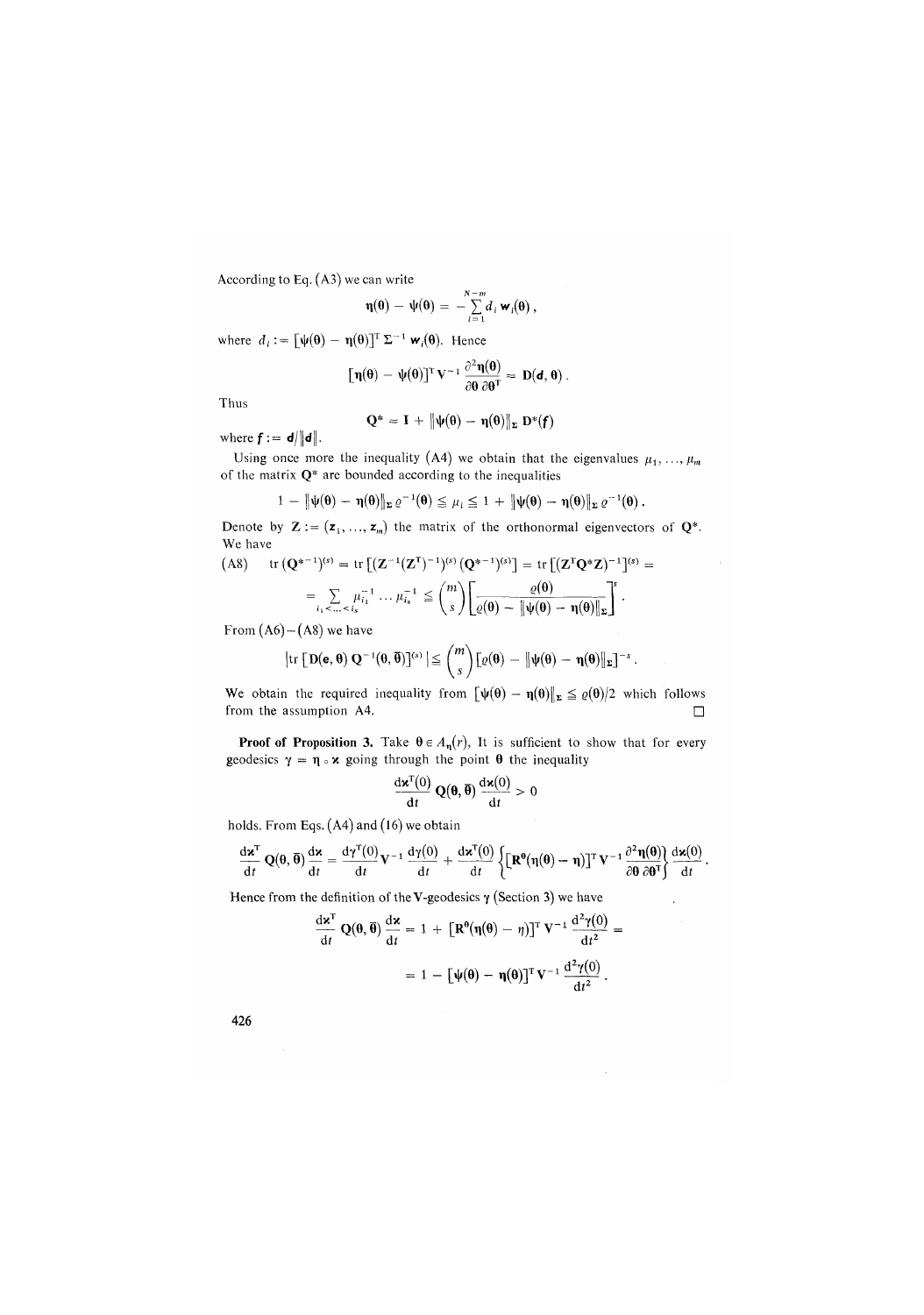According to Eq. (A3) we can write

$$\boldsymbol{\eta}(\boldsymbol{\theta}) - \boldsymbol{\psi}(\boldsymbol{\theta}) = -\sum_{i=1}^{N-m} d_i \, \mathbf{w}_i(\boldsymbol{\theta}) \,,$$

where $d_i := [\boldsymbol{\psi}(\boldsymbol{\theta}) - \boldsymbol{\eta}(\boldsymbol{\theta})]^{\mathrm{T}} \boldsymbol{\Sigma}^{-1} \mathbf{w}_i(\boldsymbol{\theta})$. Hence

$$[\boldsymbol{\eta}(\boldsymbol{\theta}) - \boldsymbol{\psi}(\boldsymbol{\theta})]^{\mathrm{T}} \mathbf{V}^{-1} \frac{\partial^2 \boldsymbol{\eta}(\boldsymbol{\theta})}{\partial \boldsymbol{\theta}\, \partial \boldsymbol{\theta}^{\mathrm{T}}} = \mathbf{D}(\boldsymbol{d}, \boldsymbol{\theta}) \,.$$

Thus

$$\mathbf{Q}^* = \mathbf{I} + \|\boldsymbol{\psi}(\boldsymbol{\theta}) - \boldsymbol{\eta}(\boldsymbol{\theta})\|_{\boldsymbol{\Sigma}} \, \mathbf{D}^*(\boldsymbol{f})$$

where $\boldsymbol{f} := \boldsymbol{d}/\|\boldsymbol{d}\|$.

Using once more the inequality (A4) we obtain that the eigenvalues $\mu_1, \ldots, \mu_m$ of the matrix $\mathbf{Q}^*$ are bounded according to the inequalities

$$1 - \|\boldsymbol{\psi}(\boldsymbol{\theta}) - \boldsymbol{\eta}(\boldsymbol{\theta})\|_{\boldsymbol{\Sigma}} \, \varrho^{-1}(\boldsymbol{\theta}) \leqq \mu_i \leqq 1 + \|\boldsymbol{\psi}(\boldsymbol{\theta}) - \boldsymbol{\eta}(\boldsymbol{\theta})\|_{\boldsymbol{\Sigma}} \, \varrho^{-1}(\boldsymbol{\theta}) \,.$$

Denote by $\mathbf{Z} := (\mathbf{z}_1, \ldots, \mathbf{z}_m)$ the matrix of the orthonormal eigenvectors of $\mathbf{Q}^*$. We have

$$\text{(A8)} \quad \operatorname{tr}(\mathbf{Q}^{*-1})^{(s)} = \operatorname{tr}\left[(\mathbf{Z}^{-1}(\mathbf{Z}^{\mathrm{T}})^{-1})^{(s)} (\mathbf{Q}^{*-1})^{(s)}\right] = \operatorname{tr}\left[(\mathbf{Z}^{\mathrm{T}} \mathbf{Q}^* \mathbf{Z})^{-1}\right]^{(s)} =$$

$$= \sum_{i_1 < \ldots < i_s} \mu_{i_1}^{-1} \ldots \mu_{i_s}^{-1} \leqq \binom{m}{s} \left[\frac{\varrho(\boldsymbol{\theta})}{\varrho(\boldsymbol{\theta}) - \|\boldsymbol{\psi}(\boldsymbol{\theta}) - \boldsymbol{\eta}(\boldsymbol{\theta})\|_{\boldsymbol{\Sigma}}}\right]^s .$$

From (A6)–(A8) we have

$$\left|\operatorname{tr}\left[\mathbf{D}(\mathbf{e}, \boldsymbol{\theta})\, \mathbf{Q}^{-1}(\boldsymbol{\theta}, \bar{\boldsymbol{\theta}})\right]^{(s)}\right| \leqq \binom{m}{s} \left[\varrho(\boldsymbol{\theta}) - \|\boldsymbol{\psi}(\boldsymbol{\theta}) - \boldsymbol{\eta}(\boldsymbol{\theta})\|_{\boldsymbol{\Sigma}}\right]^{-s} .$$

We obtain the required inequality from $[\boldsymbol{\psi}(\boldsymbol{\theta}) - \boldsymbol{\eta}(\boldsymbol{\theta})\|_{\boldsymbol{\Sigma}} \leqq \varrho(\boldsymbol{\theta})/2$ which follows from the assumption A4. □

**Proof of Proposition 3.** Take $\boldsymbol{\theta} \in A_\eta(r)$. It is sufficient to show that for every geodesics $\gamma = \boldsymbol{\eta} \circ \boldsymbol{\varkappa}$ going through the point $\boldsymbol{\theta}$ the inequality

$$\frac{\mathrm{d}\boldsymbol{\varkappa}^{\mathrm{T}}(0)}{\mathrm{d}t} \, \mathbf{Q}(\boldsymbol{\theta}, \bar{\boldsymbol{\theta}}) \, \frac{\mathrm{d}\boldsymbol{\varkappa}(0)}{\mathrm{d}t} > 0$$

holds. From Eqs. (A4) and (16) we obtain

$$\frac{\mathrm{d}\boldsymbol{\varkappa}^{\mathrm{T}}}{\mathrm{d}t} \, \mathbf{Q}(\boldsymbol{\theta}, \bar{\boldsymbol{\theta}}) \, \frac{\mathrm{d}\boldsymbol{\varkappa}}{\mathrm{d}t} = \frac{\mathrm{d}\gamma^{\mathrm{T}}(0)}{\mathrm{d}t} \mathbf{V}^{-1} \frac{\mathrm{d}\gamma(0)}{\mathrm{d}t} + \frac{\mathrm{d}\boldsymbol{\varkappa}^{\mathrm{T}}(0)}{\mathrm{d}t} \left\{[\mathbf{R}^{\boldsymbol{\theta}}(\boldsymbol{\eta}(\boldsymbol{\theta}) - \boldsymbol{\eta})]^{\mathrm{T}} \mathbf{V}^{-1} \frac{\partial^2 \boldsymbol{\eta}(\boldsymbol{\theta})}{\partial \boldsymbol{\theta}\, \partial \boldsymbol{\theta}^{\mathrm{T}}}\right\} \frac{\mathrm{d}\boldsymbol{\varkappa}(0)}{\mathrm{d}t} \,.$$

Hence from the definition of the $\mathbf{V}$-geodesics $\gamma$ (Section 3) we have

$$\frac{\mathrm{d}\boldsymbol{\varkappa}^{\mathrm{T}}}{\mathrm{d}t} \, \mathbf{Q}(\boldsymbol{\theta}, \bar{\boldsymbol{\theta}}) \, \frac{\mathrm{d}\boldsymbol{\varkappa}}{\mathrm{d}t} = 1 + [\mathbf{R}^{\boldsymbol{\theta}}(\boldsymbol{\eta}(\boldsymbol{\theta}) - \eta)]^{\mathrm{T}} \mathbf{V}^{-1} \frac{\mathrm{d}^2 \gamma(0)}{\mathrm{d}t^2} =$$

$$= 1 - [\boldsymbol{\psi}(\boldsymbol{\theta}) - \boldsymbol{\eta}(\boldsymbol{\theta})]^{\mathrm{T}} \mathbf{V}^{-1} \frac{\mathrm{d}^2 \gamma(0)}{\mathrm{d}t^2} \,.$$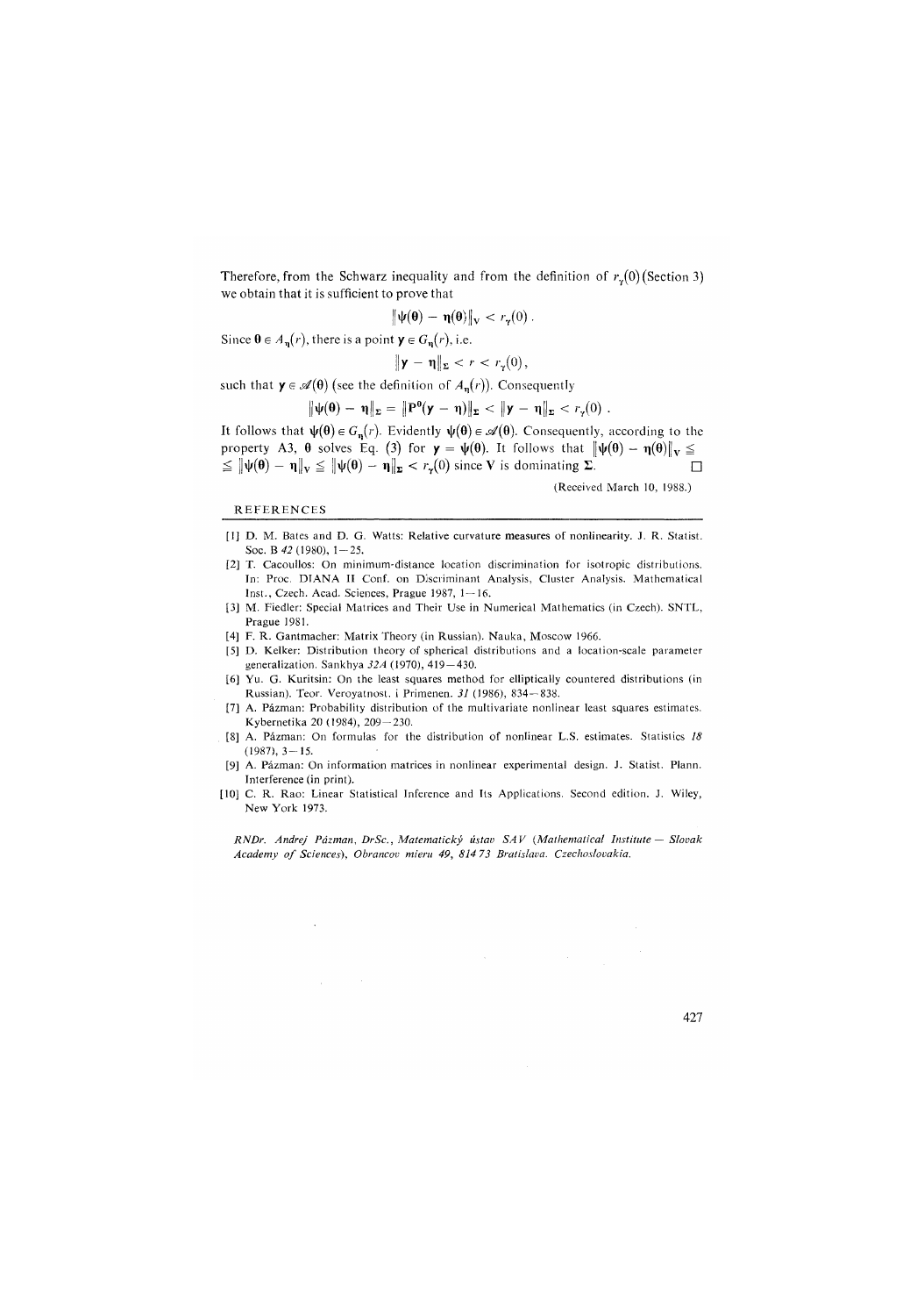Therefore, from the Schwarz inequality and from the definition of $r_\gamma(0)$ (Section 3) we obtain that it is sufficient to prove that

$$\|\psi(\theta) - \eta(\theta)\|_V < r_\gamma(0) .$$

Since $\theta \in A_\eta(r)$, there is a point $y \in G_\eta(r)$, i.e.

$$\|y - \eta\|_\Sigma < r < r_\gamma(0),$$

such that $y \in \mathscr{A}(\theta)$ (see the definition of $A_\eta(r)$). Consequently

$$\|\psi(\theta) - \eta\|_\Sigma = \|P^\theta(y - \eta)\|_\Sigma < \|y - \eta\|_\Sigma < r_\gamma(0) .$$

It follows that $\psi(\theta) \in G_\eta(r)$. Evidently $\psi(\theta) \in \mathscr{A}(\theta)$. Consequently, according to the property A3, $\theta$ solves Eq. (3) for $y = \psi(\theta)$. It follows that $\|\psi(\theta) - \eta(\theta)\|_V \leq \leq \|\psi(\theta) - \eta\|_V \leq \|\psi(\theta) - \eta\|_\Sigma < r_\gamma(0)$ since $V$ is dominating $\Sigma$. □

(Received March 10, 1988.)

## REFERENCES

[1] D. M. Bates and D. G. Watts: Relative curvature measures of nonlinearity. J. R. Statist. Soc. B *42* (1980), 1–25.

[2] T. Cacoullos: On minimum-distance location discrimination for isotropic distributions. In: Proc. DIANA II Conf. on Discriminant Analysis, Cluster Analysis. Mathematical Inst., Czech. Acad. Sciences, Prague 1987, 1–16.

[3] M. Fiedler: Special Matrices and Their Use in Numerical Mathematics (in Czech). SNTL, Prague 1981.

[4] F. R. Gantmacher: Matrix Theory (in Russian). Nauka, Moscow 1966.

[5] D. Kelker: Distribution theory of spherical distributions and a location-scale parameter generalization. Sankhya *32A* (1970), 419–430.

[6] Yu. G. Kuritsin: On the least squares method for elliptically countered distributions (in Russian). Teor. Veroyatnost. i Primenen. *31* (1986), 834–838.

[7] A. Pázman: Probability distribution of the multivariate nonlinear least squares estimates. Kybernetika 20 (1984), 209–230.

[8] A. Pázman: On formulas for the distribution of nonlinear L.S. estimates. Statistics *18* (1987), 3–15.

[9] A. Pázman: On information matrices in nonlinear experimental design. J. Statist. Plann. Interference (in print).

[10] C. R. Rao: Linear Statistical Inference and Its Applications. Second edition. J. Wiley, New York 1973.

*RNDr. Andrej Pázman, DrSc., Matematický ústav SAV (Mathematical Institute — Slovak Academy of Sciences), Obrancov mieru 49, 814 73 Bratislava. Czechoslovakia.*